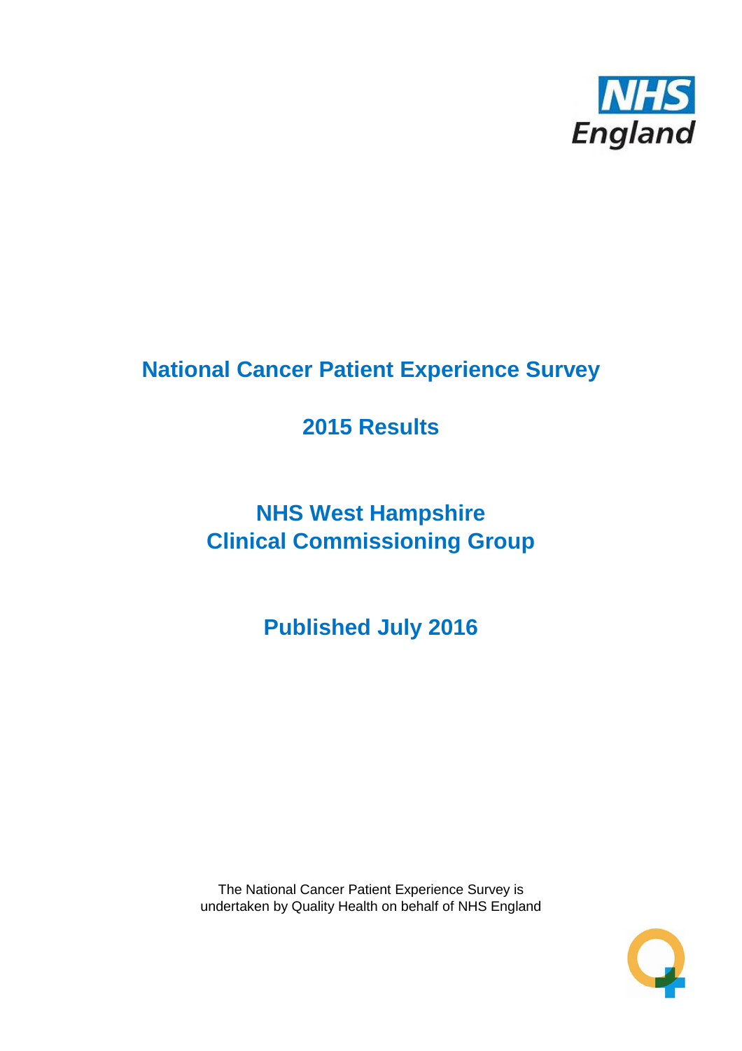NHS England

# National Cancer Patient Experience Survey

## 2015 Results

## NHS West Hampshire Clinical Commissioning Group

## Published July 2016

The National Cancer Patient Experience Survey is undertaken by Quality Health on behalf of NHS England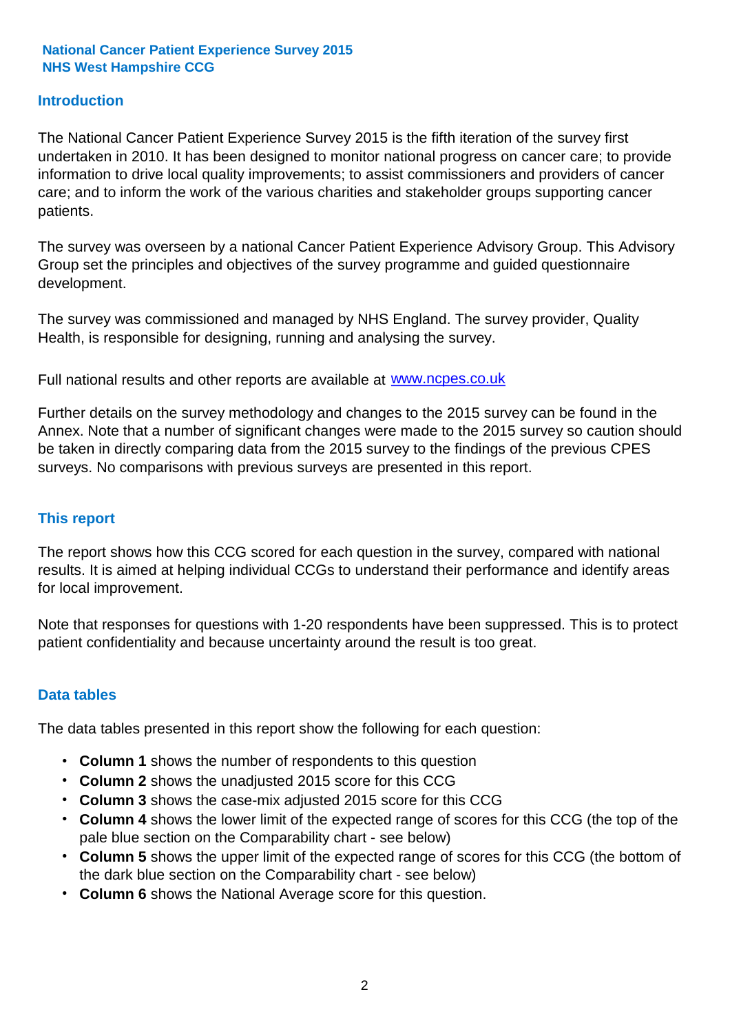**National Cancer Patient Experience Survey 2015**
**NHS West Hampshire CCG**

## Introduction

The National Cancer Patient Experience Survey 2015 is the fifth iteration of the survey first undertaken in 2010. It has been designed to monitor national progress on cancer care; to provide information to drive local quality improvements; to assist commissioners and providers of cancer care; and to inform the work of the various charities and stakeholder groups supporting cancer patients.

The survey was overseen by a national Cancer Patient Experience Advisory Group. This Advisory Group set the principles and objectives of the survey programme and guided questionnaire development.

The survey was commissioned and managed by NHS England. The survey provider, Quality Health, is responsible for designing, running and analysing the survey.

Full national results and other reports are available at www.ncpes.co.uk

Further details on the survey methodology and changes to the 2015 survey can be found in the Annex. Note that a number of significant changes were made to the 2015 survey so caution should be taken in directly comparing data from the 2015 survey to the findings of the previous CPES surveys. No comparisons with previous surveys are presented in this report.

## This report

The report shows how this CCG scored for each question in the survey, compared with national results. It is aimed at helping individual CCGs to understand their performance and identify areas for local improvement.

Note that responses for questions with 1-20 respondents have been suppressed. This is to protect patient confidentiality and because uncertainty around the result is too great.

## Data tables

The data tables presented in this report show the following for each question:

- **Column 1** shows the number of respondents to this question
- **Column 2** shows the unadjusted 2015 score for this CCG
- **Column 3** shows the case-mix adjusted 2015 score for this CCG
- **Column 4** shows the lower limit of the expected range of scores for this CCG (the top of the pale blue section on the Comparability chart - see below)
- **Column 5** shows the upper limit of the expected range of scores for this CCG (the bottom of the dark blue section on the Comparability chart - see below)
- **Column 6** shows the National Average score for this question.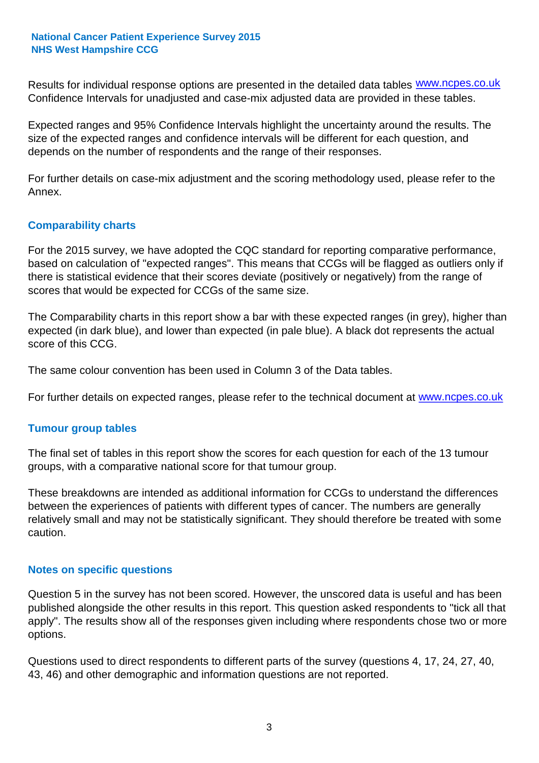Results for individual response options are presented in the detailed data tables www.ncpes.co.uk Confidence Intervals for unadjusted and case-mix adjusted data are provided in these tables.

Expected ranges and 95% Confidence Intervals highlight the uncertainty around the results. The size of the expected ranges and confidence intervals will be different for each question, and depends on the number of respondents and the range of their responses.

For further details on case-mix adjustment and the scoring methodology used, please refer to the Annex.

## Comparability charts

For the 2015 survey, we have adopted the CQC standard for reporting comparative performance, based on calculation of "expected ranges". This means that CCGs will be flagged as outliers only if there is statistical evidence that their scores deviate (positively or negatively) from the range of scores that would be expected for CCGs of the same size.

The Comparability charts in this report show a bar with these expected ranges (in grey), higher than expected (in dark blue), and lower than expected (in pale blue). A black dot represents the actual score of this CCG.

The same colour convention has been used in Column 3 of the Data tables.

For further details on expected ranges, please refer to the technical document at www.ncpes.co.uk

## Tumour group tables

The final set of tables in this report show the scores for each question for each of the 13 tumour groups, with a comparative national score for that tumour group.

These breakdowns are intended as additional information for CCGs to understand the differences between the experiences of patients with different types of cancer. The numbers are generally relatively small and may not be statistically significant. They should therefore be treated with some caution.

## Notes on specific questions

Question 5 in the survey has not been scored. However, the unscored data is useful and has been published alongside the other results in this report. This question asked respondents to "tick all that apply". The results show all of the responses given including where respondents chose two or more options.

Questions used to direct respondents to different parts of the survey (questions 4, 17, 24, 27, 40, 43, 46) and other demographic and information questions are not reported.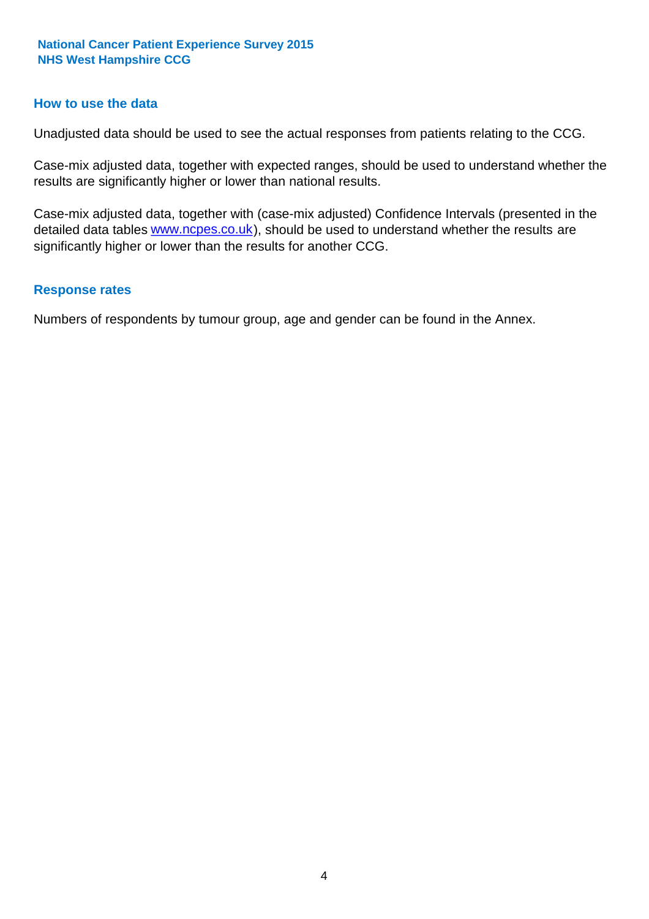## How to use the data

Unadjusted data should be used to see the actual responses from patients relating to the CCG.

Case-mix adjusted data, together with expected ranges, should be used to understand whether the results are significantly higher or lower than national results.

Case-mix adjusted data, together with (case-mix adjusted) Confidence Intervals (presented in the detailed data tables www.ncpes.co.uk), should be used to understand whether the results are significantly higher or lower than the results for another CCG.

## Response rates

Numbers of respondents by tumour group, age and gender can be found in the Annex.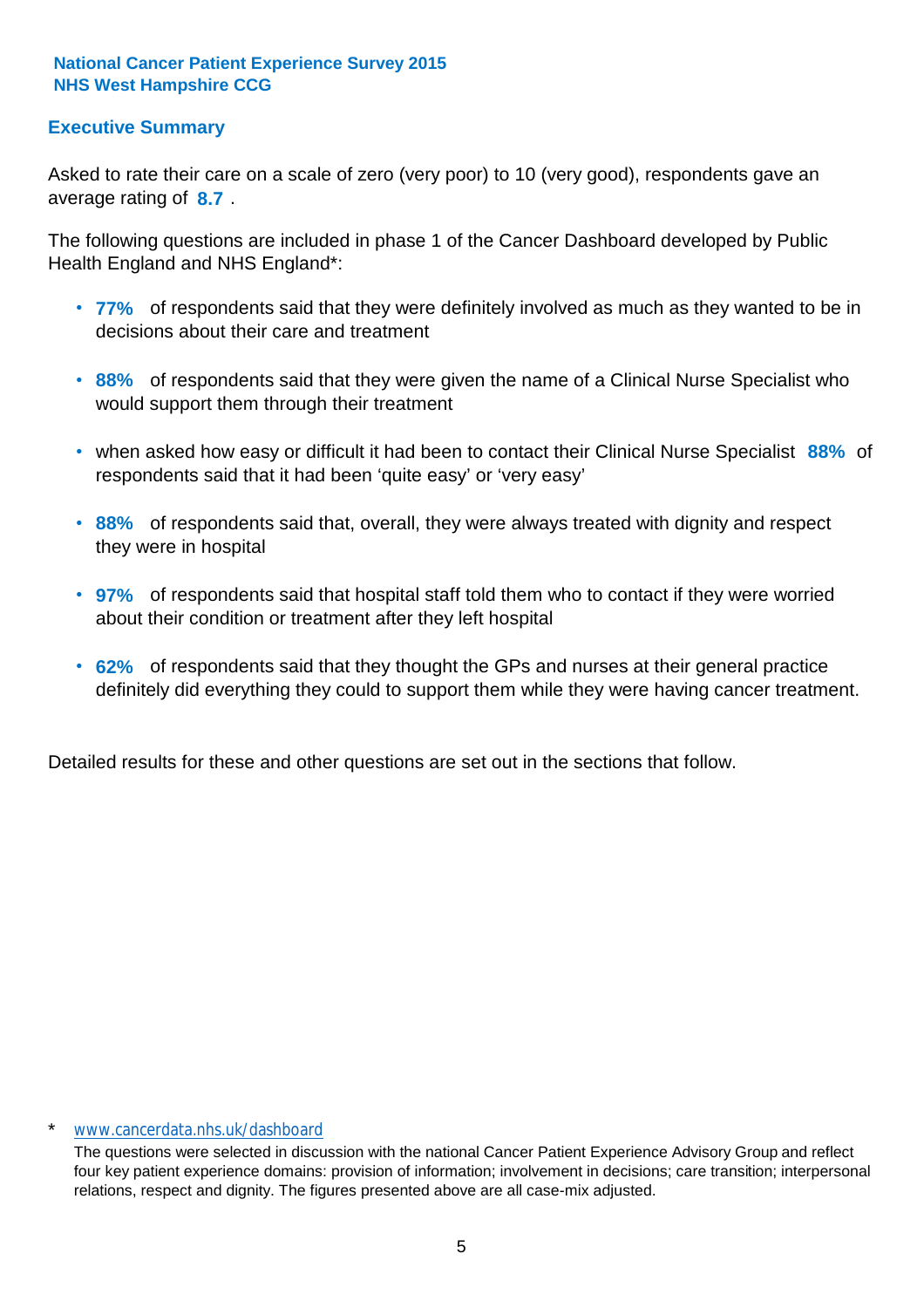**National Cancer Patient Experience Survey 2015**
**NHS West Hampshire CCG**

## Executive Summary

Asked to rate their care on a scale of zero (very poor) to 10 (very good), respondents gave an average rating of **8.7** .

The following questions are included in phase 1 of the Cancer Dashboard developed by Public Health England and NHS England*:

- **77%** of respondents said that they were definitely involved as much as they wanted to be in decisions about their care and treatment
- **88%** of respondents said that they were given the name of a Clinical Nurse Specialist who would support them through their treatment
- when asked how easy or difficult it had been to contact their Clinical Nurse Specialist **88%** of respondents said that it had been 'quite easy' or 'very easy'
- **88%** of respondents said that, overall, they were always treated with dignity and respect they were in hospital
- **97%** of respondents said that hospital staff told them who to contact if they were worried about their condition or treatment after they left hospital
- **62%** of respondents said that they thought the GPs and nurses at their general practice definitely did everything they could to support them while they were having cancer treatment.

Detailed results for these and other questions are set out in the sections that follow.

\* www.cancerdata.nhs.uk/dashboard

The questions were selected in discussion with the national Cancer Patient Experience Advisory Group and reflect four key patient experience domains: provision of information; involvement in decisions; care transition; interpersonal relations, respect and dignity. The figures presented above are all case-mix adjusted.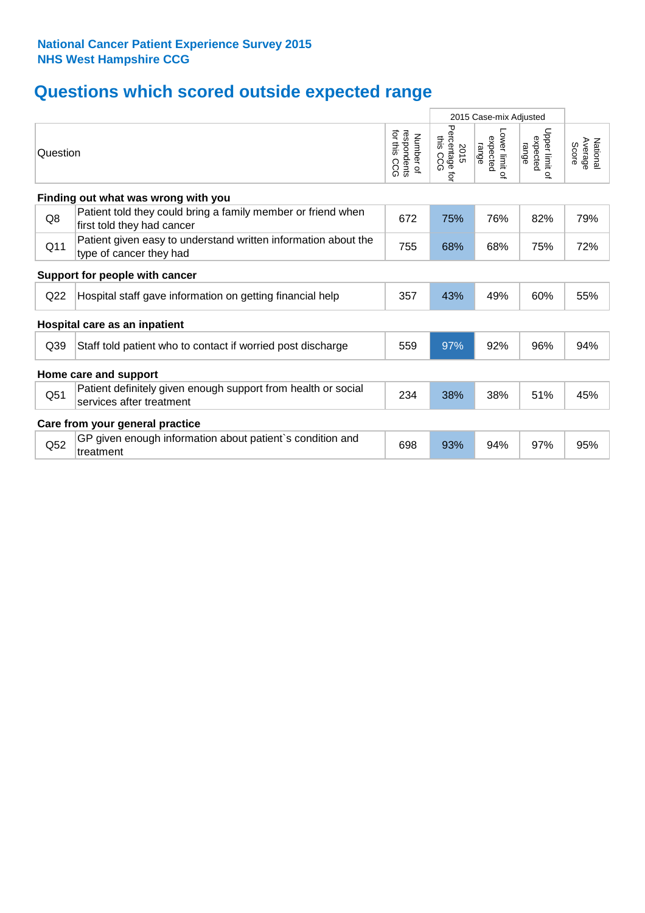**National Cancer Patient Experience Survey 2015**
**NHS West Hampshire CCG**

# Questions which scored outside expected range

| | Question | Number of respondents for this CCG | 2015 Case-mix Adjusted | | | National Average Score |
|---|---|---|---|---|---|---|
| | | | 2015 Percentage for this CCG | Lower limit of expected range | Upper limit of expected range | |
| **Finding out what was wrong with you** | | | | | | |
| Q8 | Patient told they could bring a family member or friend when first told they had cancer | 672 | 75% | 76% | 82% | 79% |
| Q11 | Patient given easy to understand written information about the type of cancer they had | 755 | 68% | 68% | 75% | 72% |
| **Support for people with cancer** | | | | | | |
| Q22 | Hospital staff gave information on getting financial help | 357 | 43% | 49% | 60% | 55% |
| **Hospital care as an inpatient** | | | | | | |
| Q39 | Staff told patient who to contact if worried post discharge | 559 | 97% | 92% | 96% | 94% |
| **Home care and support** | | | | | | |
| Q51 | Patient definitely given enough support from health or social services after treatment | 234 | 38% | 38% | 51% | 45% |
| **Care from your general practice** | | | | | | |
| Q52 | GP given enough information about patient`s condition and treatment | 698 | 93% | 94% | 97% | 95% |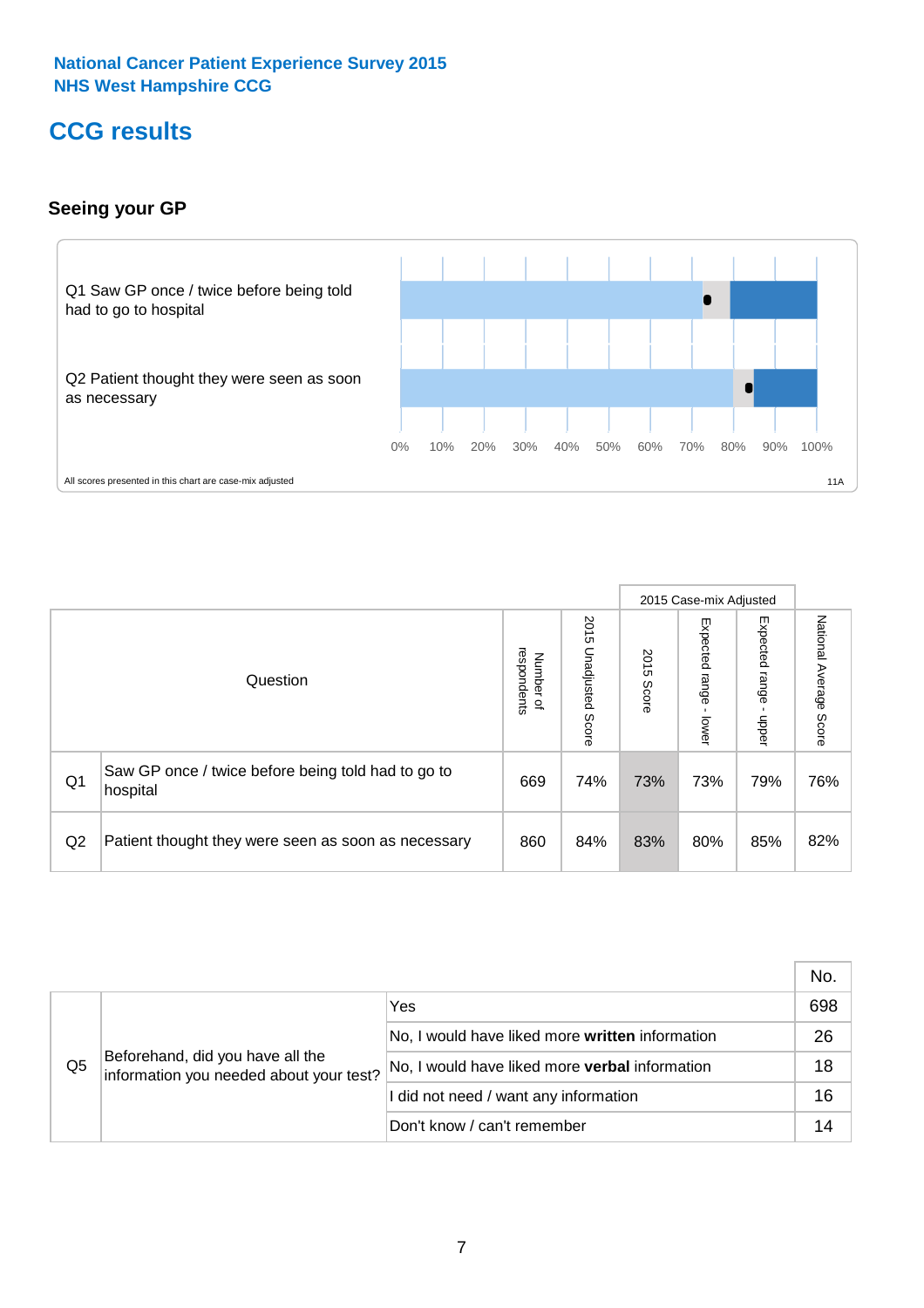National Cancer Patient Experience Survey 2015
NHS West Hampshire CCG

# CCG results

### Seeing your GP

Q1 Saw GP once / twice before being told had to go to hospital

Q2 Patient thought they were seen as soon as necessary

0% 10% 20% 30% 40% 50% 60% 70% 80% 90% 100%

All scores presented in this chart are case-mix adjusted

11A

| | Question | Number of respondents | 2015 Unadjusted Score | 2015 Case-mix Adjusted: 2015 Score | 2015 Case-mix Adjusted: Expected range - lower | 2015 Case-mix Adjusted: Expected range - upper | National Average Score |
|---|---|---|---|---|---|---|---|
| Q1 | Saw GP once / twice before being told had to go to hospital | 669 | 74% | 73% | 73% | 79% | 76% |
| Q2 | Patient thought they were seen as soon as necessary | 860 | 84% | 83% | 80% | 85% | 82% |

| | | | No. |
|---|---|---|---|
| Q5 | Beforehand, did you have all the information you needed about your test? | Yes | 698 |
| | | No, I would have liked more **written** information | 26 |
| | | No, I would have liked more **verbal** information | 18 |
| | | I did not need / want any information | 16 |
| | | Don't know / can't remember | 14 |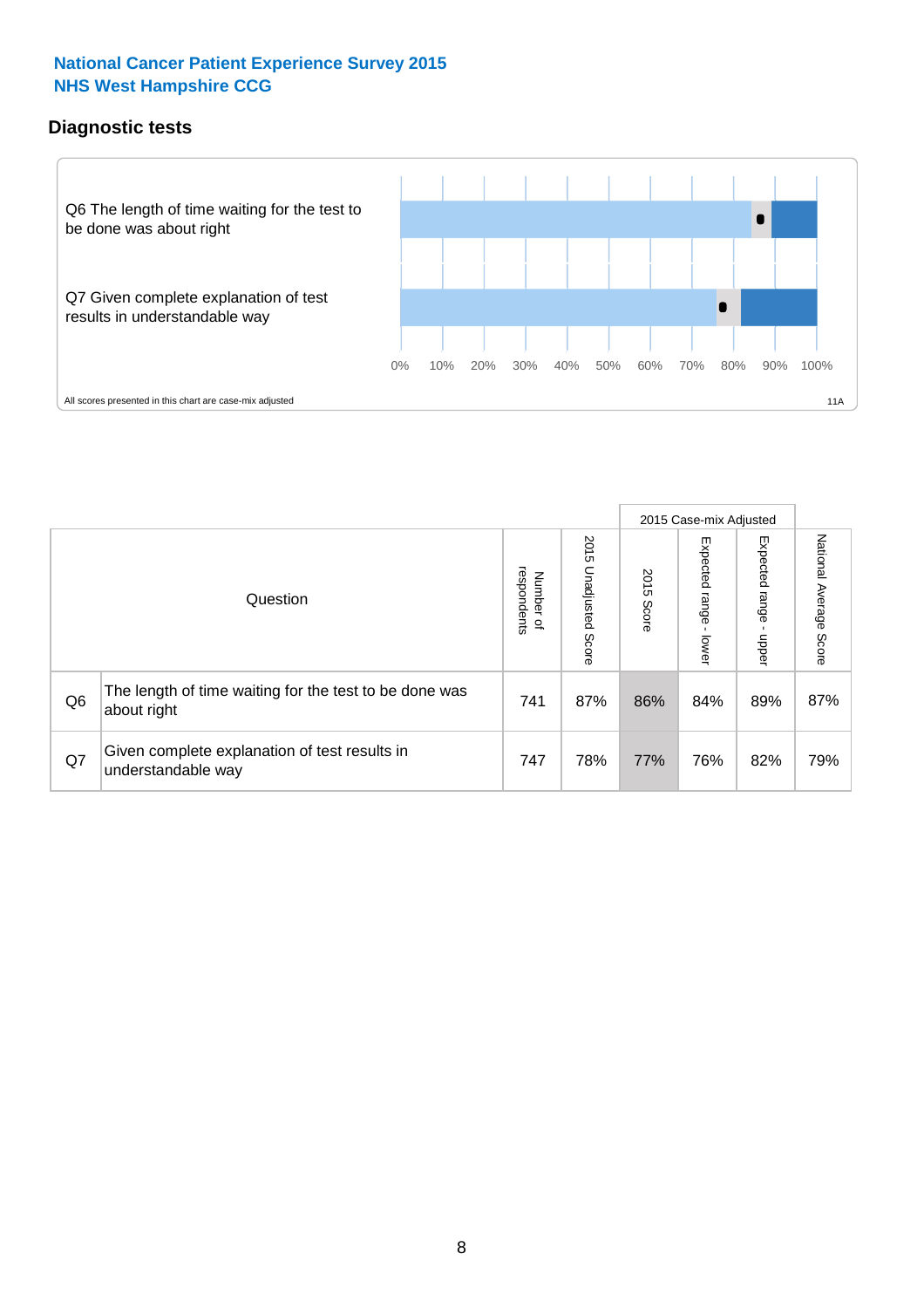**National Cancer Patient Experience Survey 2015**
**NHS West Hampshire CCG**

## Diagnostic tests

Q6 The length of time waiting for the test to be done was about right

Q7 Given complete explanation of test results in understandable way

0% 10% 20% 30% 40% 50% 60% 70% 80% 90% 100%

All scores presented in this chart are case-mix adjusted

11A

| | Question | Number of respondents | 2015 Unadjusted Score | 2015 Case-mix Adjusted: 2015 Score | 2015 Case-mix Adjusted: Expected range - lower | 2015 Case-mix Adjusted: Expected range - upper | National Average Score |
|---|---|---|---|---|---|---|---|
| Q6 | The length of time waiting for the test to be done was about right | 741 | 87% | 86% | 84% | 89% | 87% |
| Q7 | Given complete explanation of test results in understandable way | 747 | 78% | 77% | 76% | 82% | 79% |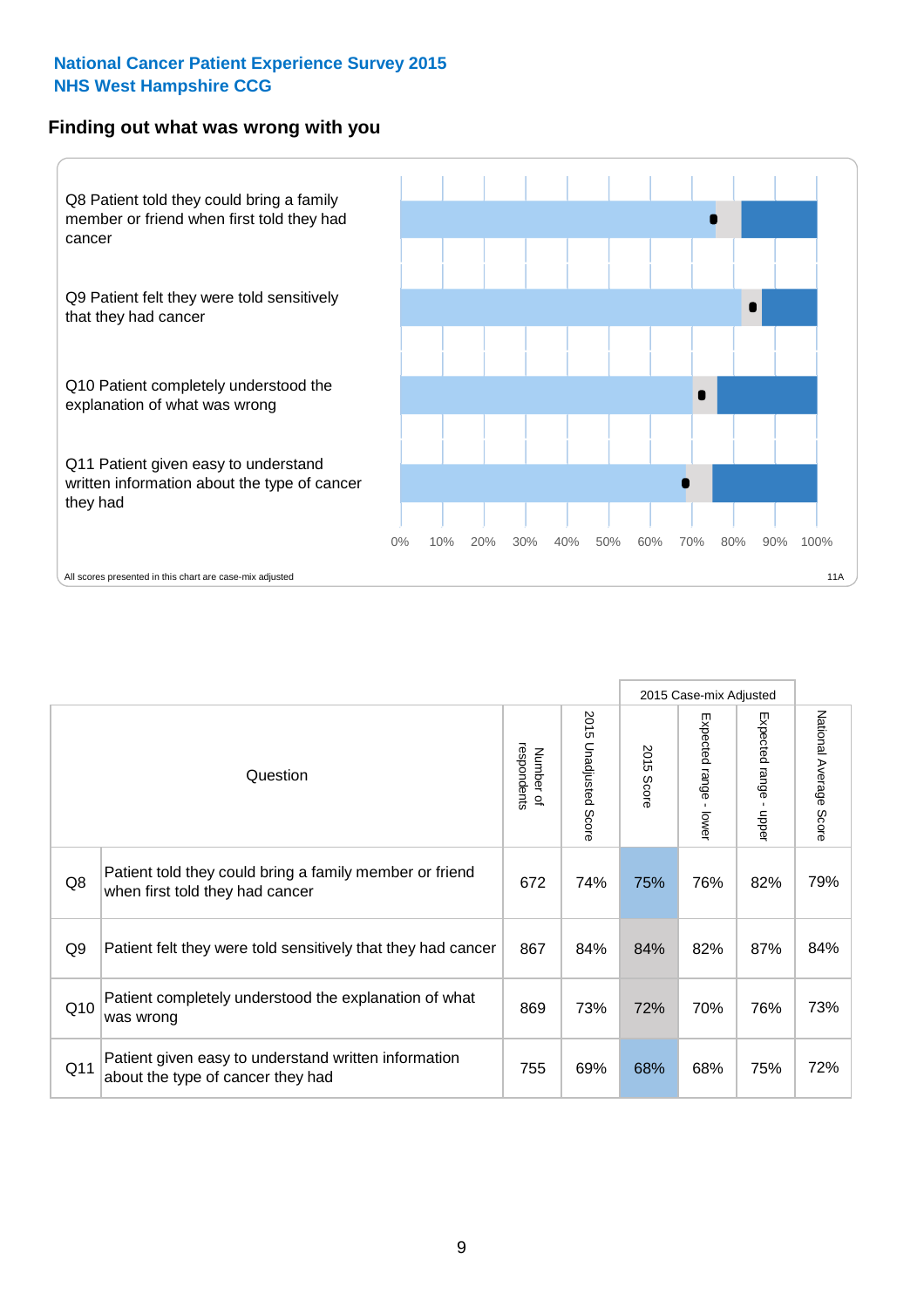**National Cancer Patient Experience Survey 2015**
**NHS West Hampshire CCG**

## Finding out what was wrong with you

Q8 Patient told they could bring a family member or friend when first told they had cancer

Q9 Patient felt they were told sensitively that they had cancer

Q10 Patient completely understood the explanation of what was wrong

Q11 Patient given easy to understand written information about the type of cancer they had

0% 10% 20% 30% 40% 50% 60% 70% 80% 90% 100%

All scores presented in this chart are case-mix adjusted

11A

| | Question | Number of respondents | 2015 Unadjusted Score | 2015 Case-mix Adjusted: 2015 Score | 2015 Case-mix Adjusted: Expected range - lower | 2015 Case-mix Adjusted: Expected range - upper | National Average Score |
|---|---|---|---|---|---|---|---|
| Q8 | Patient told they could bring a family member or friend when first told they had cancer | 672 | 74% | 75% | 76% | 82% | 79% |
| Q9 | Patient felt they were told sensitively that they had cancer | 867 | 84% | 84% | 82% | 87% | 84% |
| Q10 | Patient completely understood the explanation of what was wrong | 869 | 73% | 72% | 70% | 76% | 73% |
| Q11 | Patient given easy to understand written information about the type of cancer they had | 755 | 69% | 68% | 68% | 75% | 72% |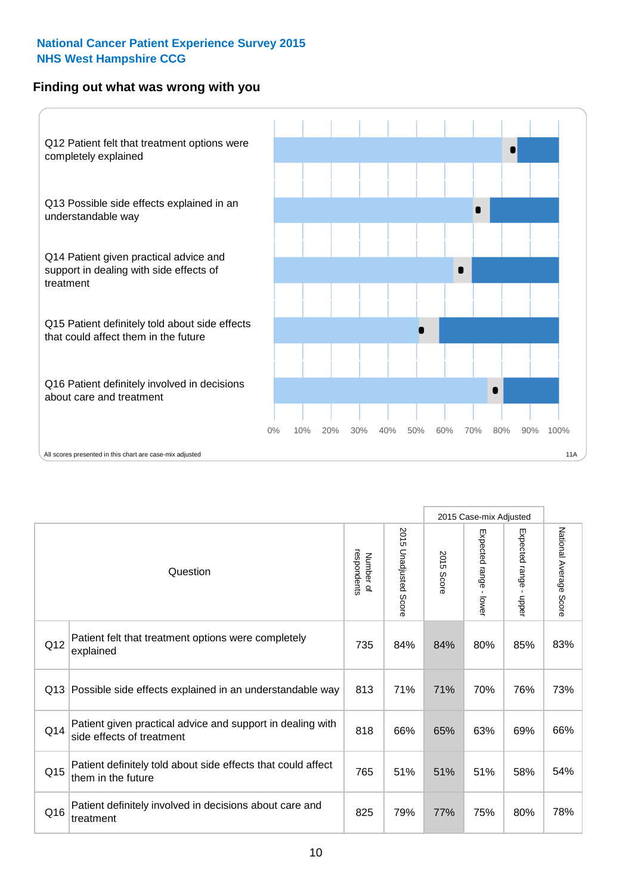**National Cancer Patient Experience Survey 2015**
**NHS West Hampshire CCG**

## Finding out what was wrong with you

Q12 Patient felt that treatment options were completely explained

Q13 Possible side effects explained in an understandable way

Q14 Patient given practical advice and support in dealing with side effects of treatment

Q15 Patient definitely told about side effects that could affect them in the future

Q16 Patient definitely involved in decisions about care and treatment

0% 10% 20% 30% 40% 50% 60% 70% 80% 90% 100%

All scores presented in this chart are case-mix adjusted

11A

| | Question | Number of respondents | 2015 Unadjusted Score | 2015 Case-mix Adjusted | | | National Average Score |
|---|---|---|---|---|---|---|---|
| | | | | 2015 Score | Expected range - lower | Expected range - upper | |
| Q12 | Patient felt that treatment options were completely explained | 735 | 84% | 84% | 80% | 85% | 83% |
| Q13 | Possible side effects explained in an understandable way | 813 | 71% | 71% | 70% | 76% | 73% |
| Q14 | Patient given practical advice and support in dealing with side effects of treatment | 818 | 66% | 65% | 63% | 69% | 66% |
| Q15 | Patient definitely told about side effects that could affect them in the future | 765 | 51% | 51% | 51% | 58% | 54% |
| Q16 | Patient definitely involved in decisions about care and treatment | 825 | 79% | 77% | 75% | 80% | 78% |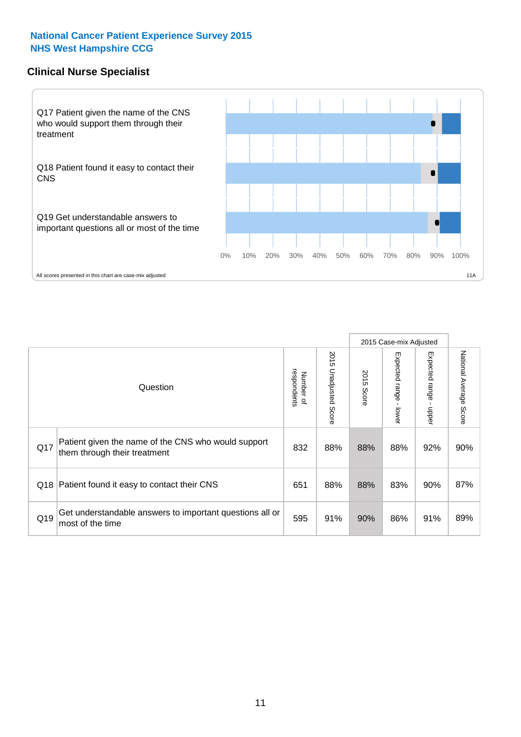**National Cancer Patient Experience Survey 2015**
**NHS West Hampshire CCG**

## Clinical Nurse Specialist

Q17 Patient given the name of the CNS who would support them through their treatment

Q18 Patient found it easy to contact their CNS

Q19 Get understandable answers to important questions all or most of the time

0% 10% 20% 30% 40% 50% 60% 70% 80% 90% 100%

All scores presented in this chart are case-mix adjusted

11A

| | Question | Number of respondents | 2015 Unadjusted Score | 2015 Case-mix Adjusted: 2015 Score | 2015 Case-mix Adjusted: Expected range - lower | 2015 Case-mix Adjusted: Expected range - upper | National Average Score |
|---|---|---|---|---|---|---|---|
| Q17 | Patient given the name of the CNS who would support them through their treatment | 832 | 88% | 88% | 88% | 92% | 90% |
| Q18 | Patient found it easy to contact their CNS | 651 | 88% | 88% | 83% | 90% | 87% |
| Q19 | Get understandable answers to important questions all or most of the time | 595 | 91% | 90% | 86% | 91% | 89% |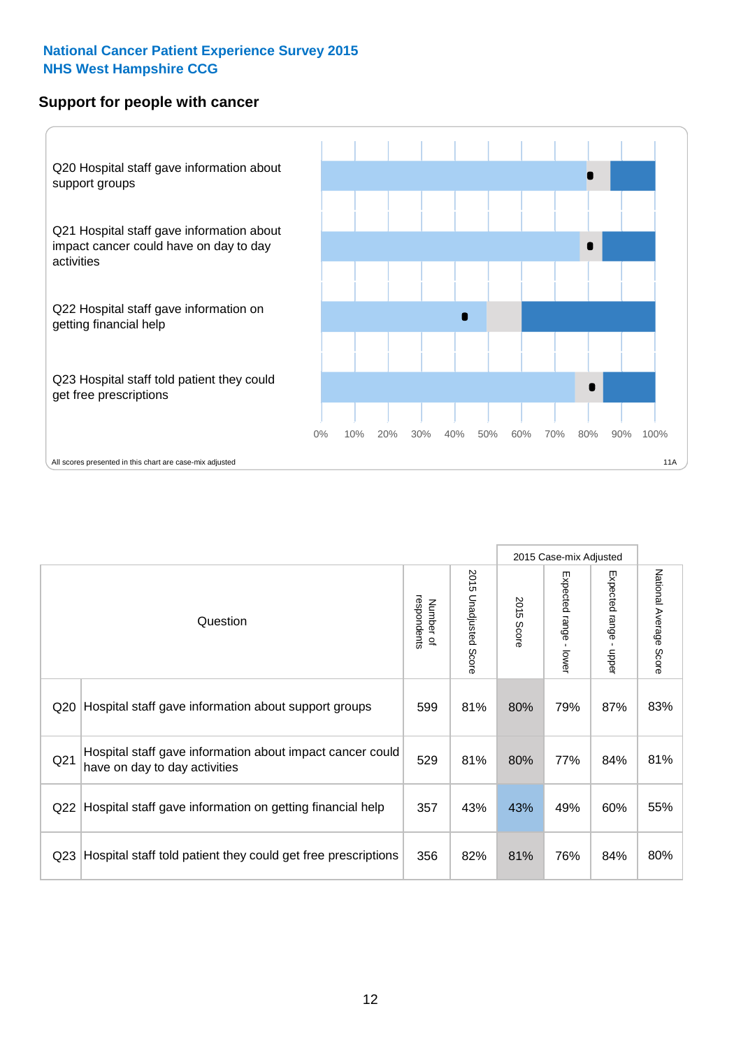National Cancer Patient Experience Survey 2015
NHS West Hampshire CCG

## Support for people with cancer

Q20 Hospital staff gave information about support groups

Q21 Hospital staff gave information about impact cancer could have on day to day activities

Q22 Hospital staff gave information on getting financial help

Q23 Hospital staff told patient they could get free prescriptions

0% 10% 20% 30% 40% 50% 60% 70% 80% 90% 100%

All scores presented in this chart are case-mix adjusted

11A

| | Question | Number of respondents | 2015 Unadjusted Score | 2015 Case-mix Adjusted: 2015 Score | 2015 Case-mix Adjusted: Expected range - lower | 2015 Case-mix Adjusted: Expected range - upper | National Average Score |
|---|---|---|---|---|---|---|---|
| Q20 | Hospital staff gave information about support groups | 599 | 81% | 80% | 79% | 87% | 83% |
| Q21 | Hospital staff gave information about impact cancer could have on day to day activities | 529 | 81% | 80% | 77% | 84% | 81% |
| Q22 | Hospital staff gave information on getting financial help | 357 | 43% | 43% | 49% | 60% | 55% |
| Q23 | Hospital staff told patient they could get free prescriptions | 356 | 82% | 81% | 76% | 84% | 80% |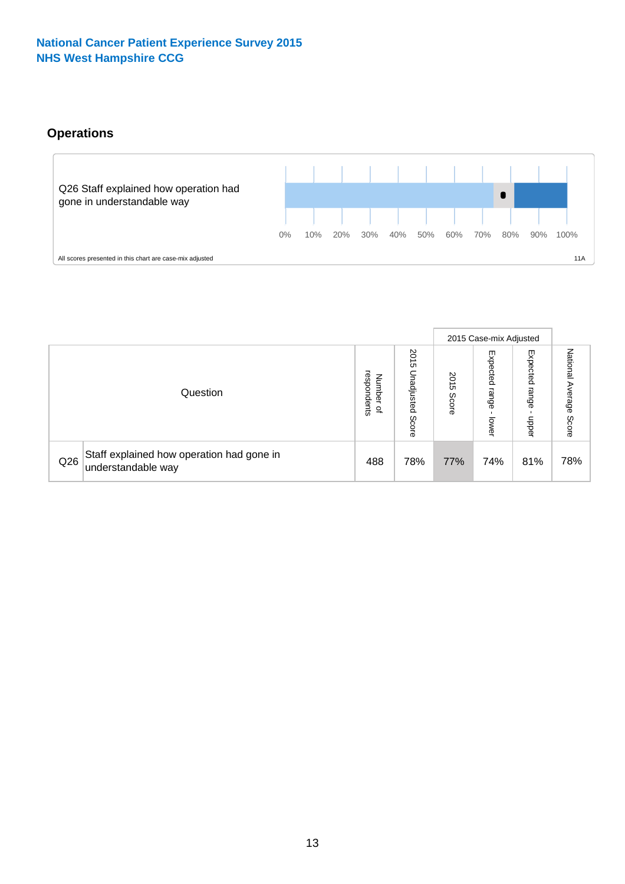**National Cancer Patient Experience Survey 2015**
**NHS West Hampshire CCG**

## Operations

Q26 Staff explained how operation had gone in understandable way

0% 10% 20% 30% 40% 50% 60% 70% 80% 90% 100%

All scores presented in this chart are case-mix adjusted

11A

| | Question | Number of respondents | 2015 Unadjusted Score | 2015 Case-mix Adjusted: 2015 Score | 2015 Case-mix Adjusted: Expected range - lower | 2015 Case-mix Adjusted: Expected range - upper | National Average Score |
|---|---|---|---|---|---|---|---|
| Q26 | Staff explained how operation had gone in understandable way | 488 | 78% | 77% | 74% | 81% | 78% |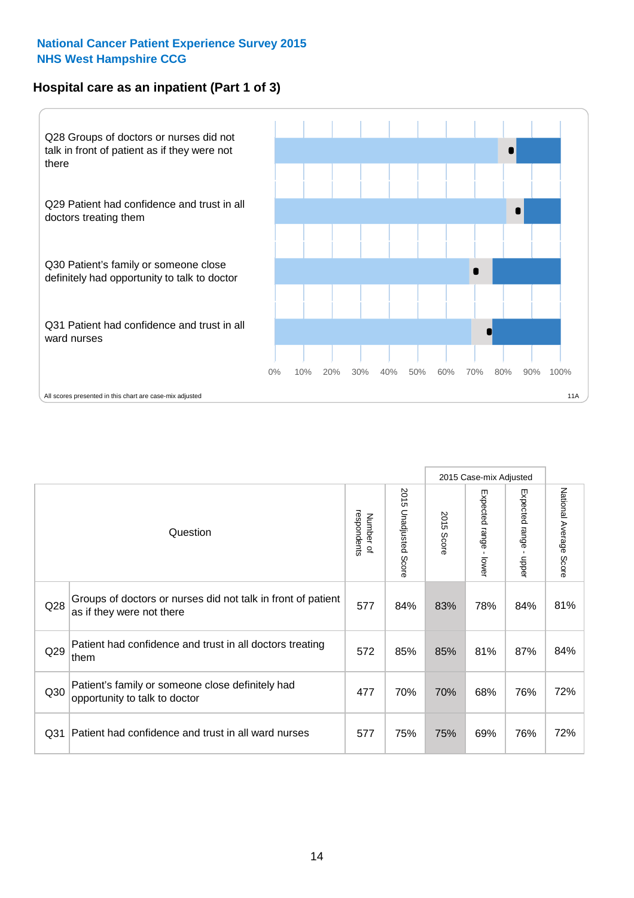National Cancer Patient Experience Survey 2015
NHS West Hampshire CCG

## Hospital care as an inpatient (Part 1 of 3)

Q28 Groups of doctors or nurses did not talk in front of patient as if they were not there

Q29 Patient had confidence and trust in all doctors treating them

Q30 Patient's family or someone close definitely had opportunity to talk to doctor

Q31 Patient had confidence and trust in all ward nurses

0% 10% 20% 30% 40% 50% 60% 70% 80% 90% 100%

All scores presented in this chart are case-mix adjusted

11A

| Question | | Number of respondents | 2015 Unadjusted Score | 2015 Case-mix Adjusted: 2015 Score | 2015 Case-mix Adjusted: Expected range - lower | 2015 Case-mix Adjusted: Expected range - upper | National Average Score |
|---|---|---|---|---|---|---|---|
| Q28 | Groups of doctors or nurses did not talk in front of patient as if they were not there | 577 | 84% | 83% | 78% | 84% | 81% |
| Q29 | Patient had confidence and trust in all doctors treating them | 572 | 85% | 85% | 81% | 87% | 84% |
| Q30 | Patient's family or someone close definitely had opportunity to talk to doctor | 477 | 70% | 70% | 68% | 76% | 72% |
| Q31 | Patient had confidence and trust in all ward nurses | 577 | 75% | 75% | 69% | 76% | 72% |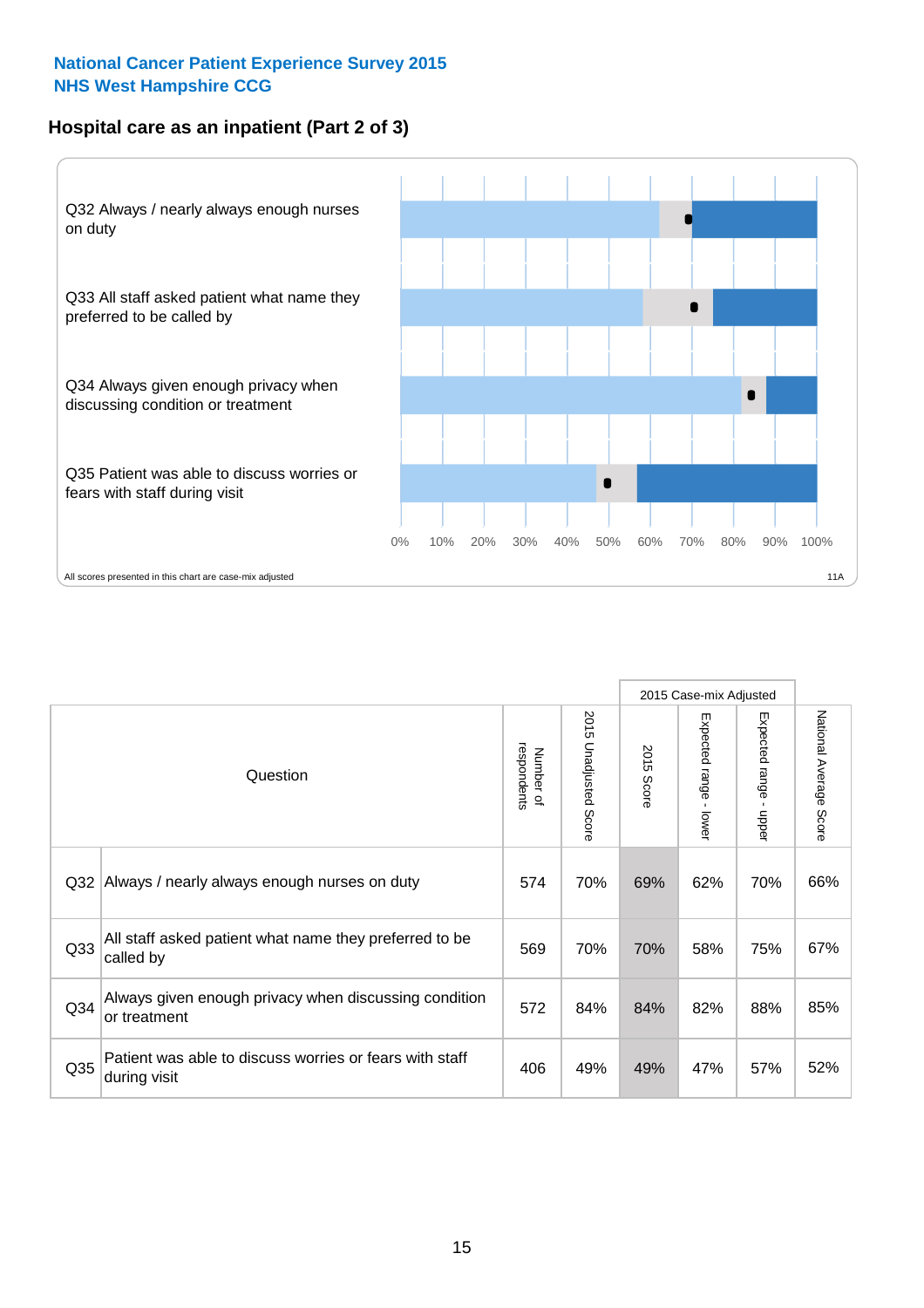National Cancer Patient Experience Survey 2015
NHS West Hampshire CCG

## Hospital care as an inpatient (Part 2 of 3)

Q32 Always / nearly always enough nurses on duty

Q33 All staff asked patient what name they preferred to be called by

Q34 Always given enough privacy when discussing condition or treatment

Q35 Patient was able to discuss worries or fears with staff during visit

0% 10% 20% 30% 40% 50% 60% 70% 80% 90% 100%

All scores presented in this chart are case-mix adjusted

11A

| Question | | Number of respondents | 2015 Unadjusted Score | 2015 Case-mix Adjusted: 2015 Score | 2015 Case-mix Adjusted: Expected range - lower | 2015 Case-mix Adjusted: Expected range - upper | National Average Score |
|---|---|---|---|---|---|---|---|
| Q32 | Always / nearly always enough nurses on duty | 574 | 70% | 69% | 62% | 70% | 66% |
| Q33 | All staff asked patient what name they preferred to be called by | 569 | 70% | 70% | 58% | 75% | 67% |
| Q34 | Always given enough privacy when discussing condition or treatment | 572 | 84% | 84% | 82% | 88% | 85% |
| Q35 | Patient was able to discuss worries or fears with staff during visit | 406 | 49% | 49% | 47% | 57% | 52% |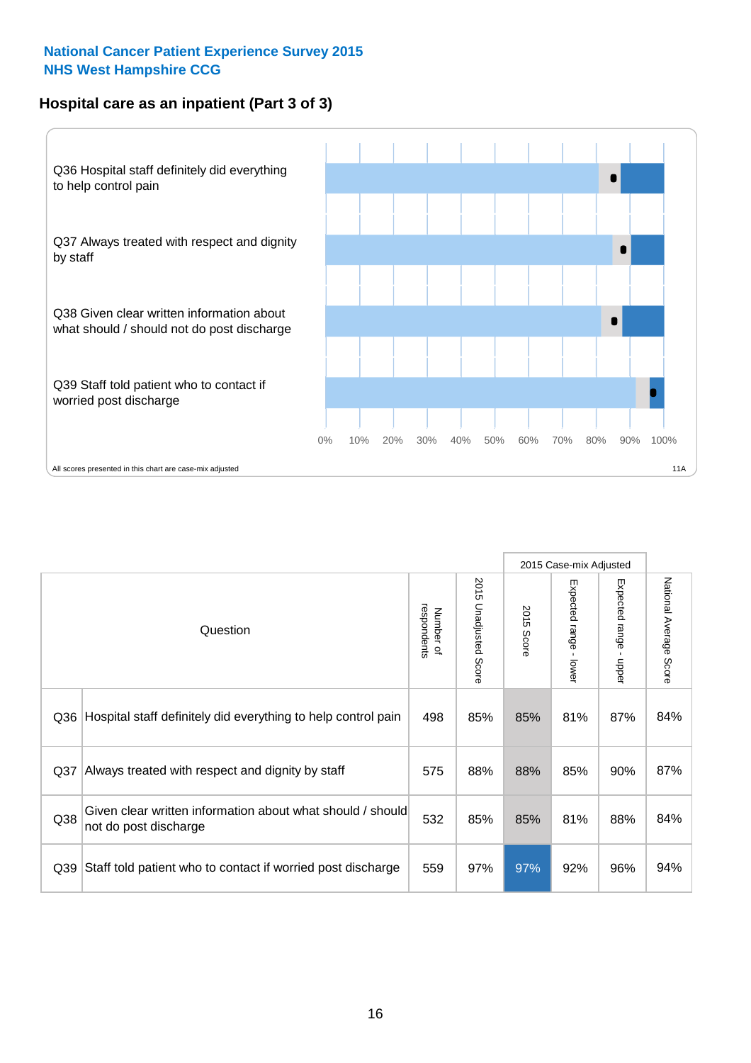**National Cancer Patient Experience Survey 2015**
**NHS West Hampshire CCG**

## Hospital care as an inpatient (Part 3 of 3)

Q36 Hospital staff definitely did everything to help control pain

Q37 Always treated with respect and dignity by staff

Q38 Given clear written information about what should / should not do post discharge

Q39 Staff told patient who to contact if worried post discharge

0% 10% 20% 30% 40% 50% 60% 70% 80% 90% 100%

All scores presented in this chart are case-mix adjusted

11A

| | Question | Number of respondents | 2015 Unadjusted Score | 2015 Case-mix Adjusted | | | National Average Score |
|---|---|---|---|---|---|---|---|
| | | | | 2015 Score | Expected range - lower | Expected range - upper | |
| Q36 | Hospital staff definitely did everything to help control pain | 498 | 85% | 85% | 81% | 87% | 84% |
| Q37 | Always treated with respect and dignity by staff | 575 | 88% | 88% | 85% | 90% | 87% |
| Q38 | Given clear written information about what should / should not do post discharge | 532 | 85% | 85% | 81% | 88% | 84% |
| Q39 | Staff told patient who to contact if worried post discharge | 559 | 97% | 97% | 92% | 96% | 94% |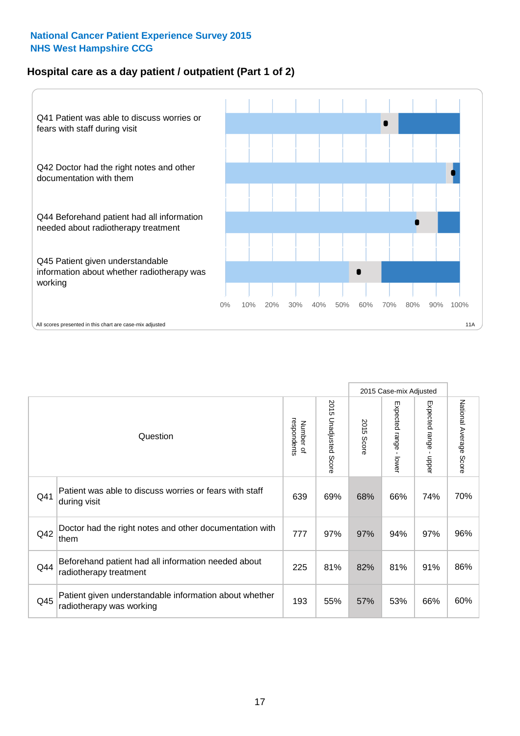**National Cancer Patient Experience Survey 2015**
**NHS West Hampshire CCG**

## Hospital care as a day patient / outpatient (Part 1 of 2)

Q41 Patient was able to discuss worries or fears with staff during visit

Q42 Doctor had the right notes and other documentation with them

Q44 Beforehand patient had all information needed about radiotherapy treatment

Q45 Patient given understandable information about whether radiotherapy was working

0% 10% 20% 30% 40% 50% 60% 70% 80% 90% 100%

All scores presented in this chart are case-mix adjusted

11A

| Question | | Number of respondents | 2015 Unadjusted Score | 2015 Case-mix Adjusted: 2015 Score | 2015 Case-mix Adjusted: Expected range - lower | 2015 Case-mix Adjusted: Expected range - upper | National Average Score |
|---|---|---|---|---|---|---|---|
| Q41 | Patient was able to discuss worries or fears with staff during visit | 639 | 69% | 68% | 66% | 74% | 70% |
| Q42 | Doctor had the right notes and other documentation with them | 777 | 97% | 97% | 94% | 97% | 96% |
| Q44 | Beforehand patient had all information needed about radiotherapy treatment | 225 | 81% | 82% | 81% | 91% | 86% |
| Q45 | Patient given understandable information about whether radiotherapy was working | 193 | 55% | 57% | 53% | 66% | 60% |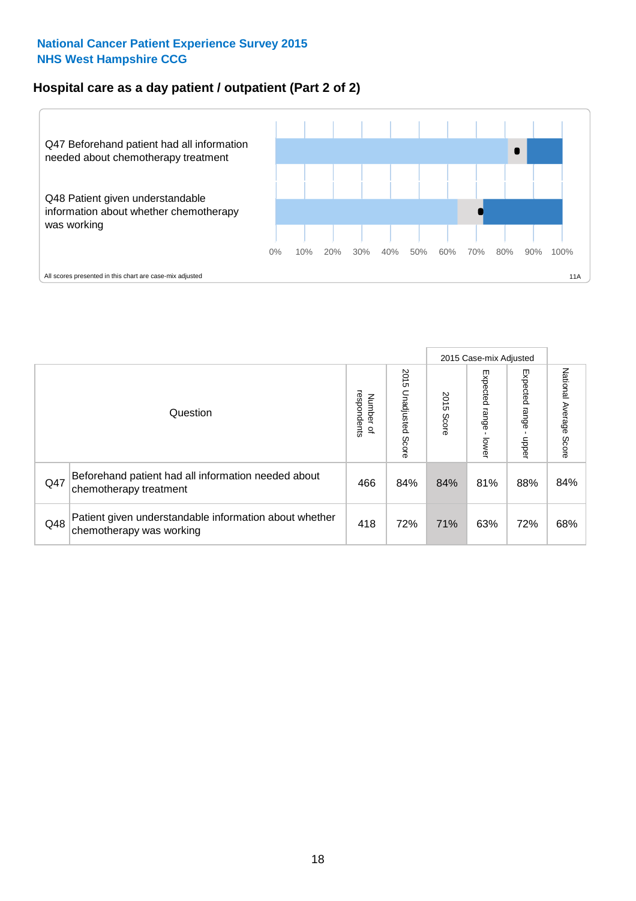National Cancer Patient Experience Survey 2015
NHS West Hampshire CCG

## Hospital care as a day patient / outpatient (Part 2 of 2)

Q47 Beforehand patient had all information needed about chemotherapy treatment

Q48 Patient given understandable information about whether chemotherapy was working

0% 10% 20% 30% 40% 50% 60% 70% 80% 90% 100%

All scores presented in this chart are case-mix adjusted

11A

| Question | | Number of respondents | 2015 Unadjusted Score | 2015 Case-mix Adjusted | | | National Average Score |
|---|---|---|---|---|---|---|---|
| | | | | 2015 Score | Expected range - lower | Expected range - upper | |
| Q47 | Beforehand patient had all information needed about chemotherapy treatment | 466 | 84% | 84% | 81% | 88% | 84% |
| Q48 | Patient given understandable information about whether chemotherapy was working | 418 | 72% | 71% | 63% | 72% | 68% |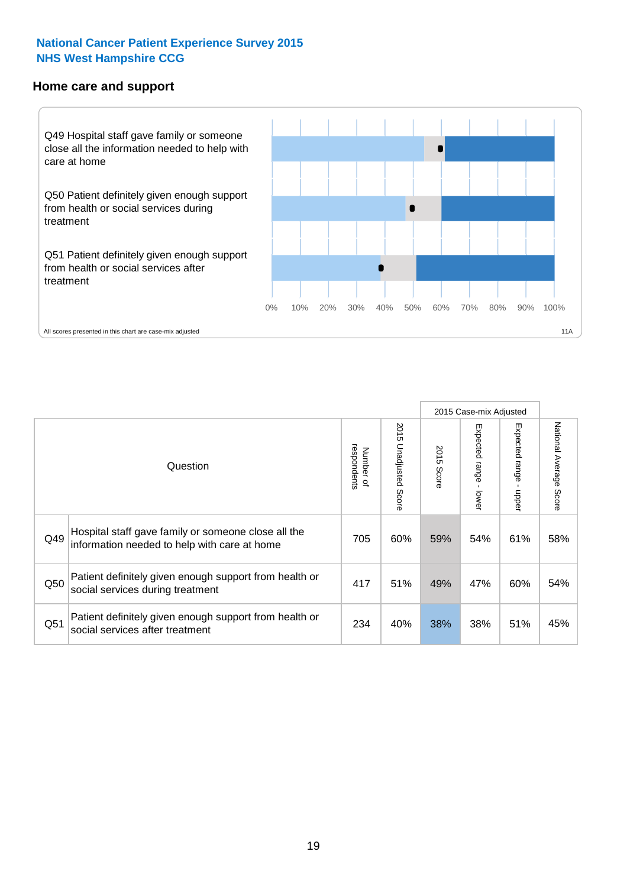**National Cancer Patient Experience Survey 2015**
**NHS West Hampshire CCG**

## Home care and support

Q49 Hospital staff gave family or someone close all the information needed to help with care at home

Q50 Patient definitely given enough support from health or social services during treatment

Q51 Patient definitely given enough support from health or social services after treatment

0% 10% 20% 30% 40% 50% 60% 70% 80% 90% 100%

All scores presented in this chart are case-mix adjusted

11A

| Question | | Number of respondents | 2015 Unadjusted Score | 2015 Case-mix Adjusted: 2015 Score | 2015 Case-mix Adjusted: Expected range - lower | 2015 Case-mix Adjusted: Expected range - upper | National Average Score |
|---|---|---|---|---|---|---|---|
| Q49 | Hospital staff gave family or someone close all the information needed to help with care at home | 705 | 60% | 59% | 54% | 61% | 58% |
| Q50 | Patient definitely given enough support from health or social services during treatment | 417 | 51% | 49% | 47% | 60% | 54% |
| Q51 | Patient definitely given enough support from health or social services after treatment | 234 | 40% | 38% | 38% | 51% | 45% |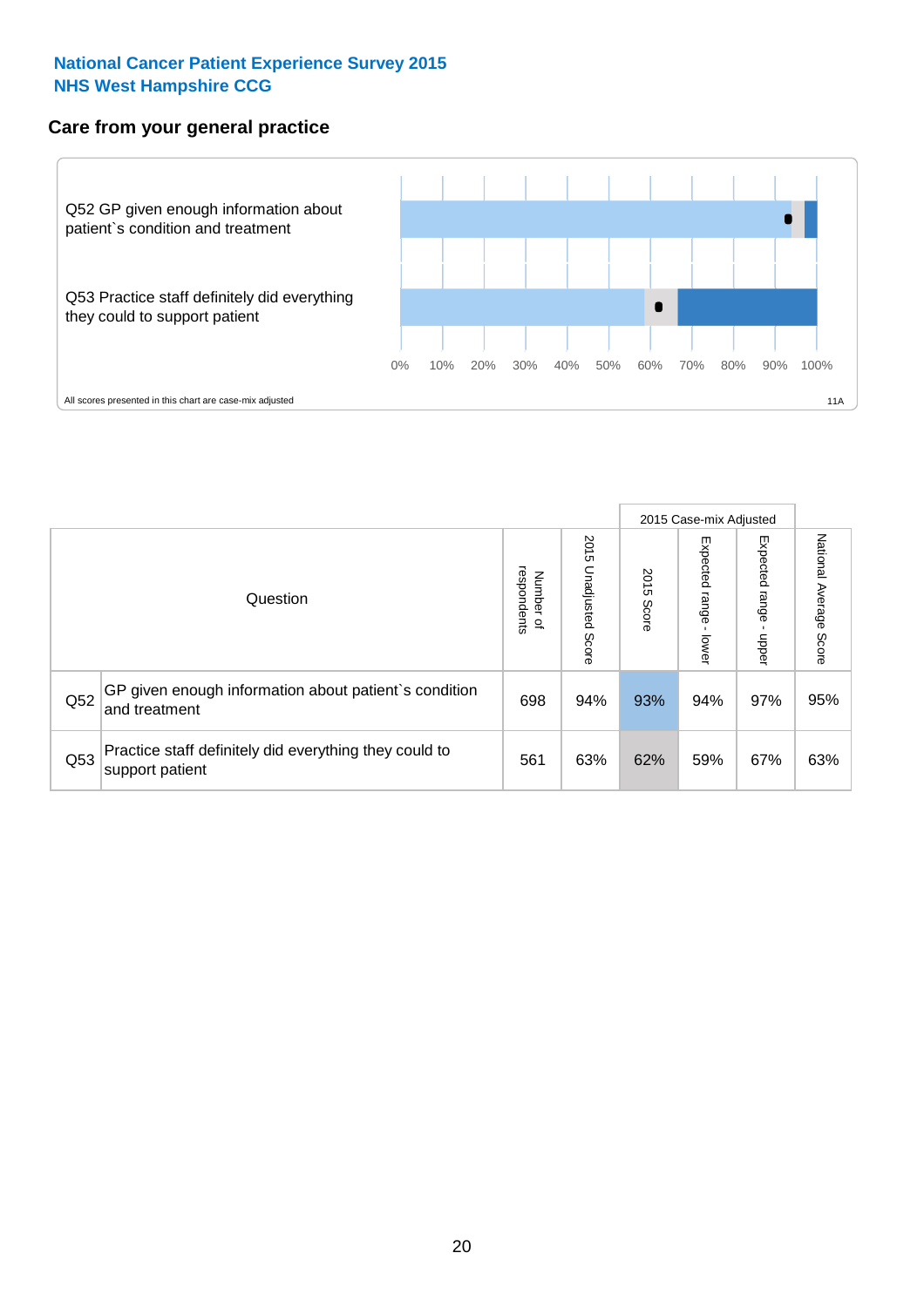**National Cancer Patient Experience Survey 2015**
**NHS West Hampshire CCG**

## Care from your general practice

Q52 GP given enough information about patient`s condition and treatment

Q53 Practice staff definitely did everything they could to support patient

0% 10% 20% 30% 40% 50% 60% 70% 80% 90% 100%

All scores presented in this chart are case-mix adjusted

11A

| Question | | Number of respondents | 2015 Unadjusted Score | 2015 Case-mix Adjusted | | | National Average Score |
|---|---|---|---|---|---|---|---|
| | | | | 2015 Score | Expected range - lower | Expected range - upper | |
| Q52 | GP given enough information about patient`s condition and treatment | 698 | 94% | 93% | 94% | 97% | 95% |
| Q53 | Practice staff definitely did everything they could to support patient | 561 | 63% | 62% | 59% | 67% | 63% |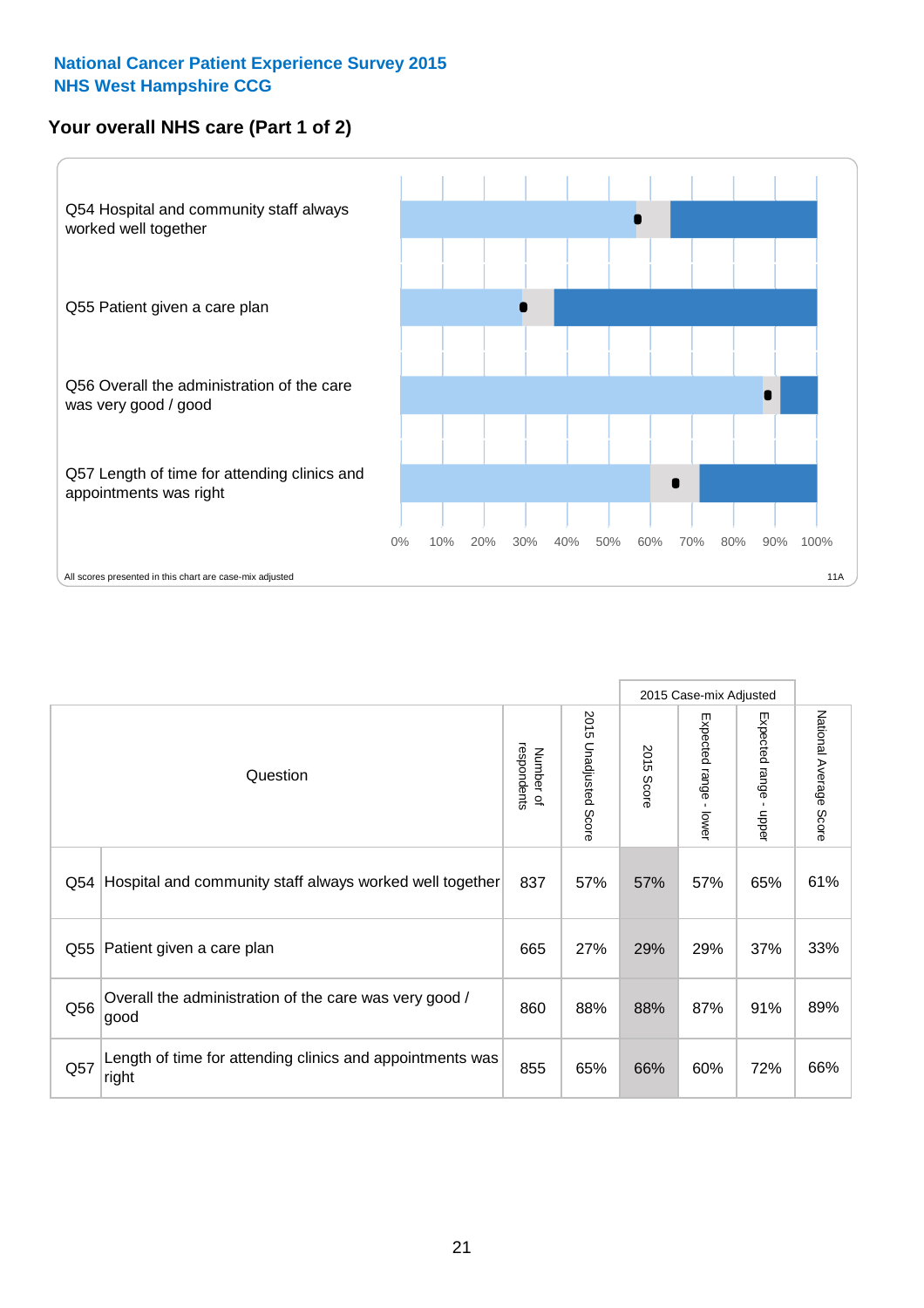National Cancer Patient Experience Survey 2015
NHS West Hampshire CCG

## Your overall NHS care (Part 1 of 2)

Q54 Hospital and community staff always worked well together

Q55 Patient given a care plan

Q56 Overall the administration of the care was very good / good

Q57 Length of time for attending clinics and appointments was right

0% 10% 20% 30% 40% 50% 60% 70% 80% 90% 100%

All scores presented in this chart are case-mix adjusted

11A

| | Question | Number of respondents | 2015 Unadjusted Score | 2015 Case-mix Adjusted | | | National Average Score |
|---|---|---|---|---|---|---|---|
| | | | | 2015 Score | Expected range - lower | Expected range - upper | |
| Q54 | Hospital and community staff always worked well together | 837 | 57% | 57% | 57% | 65% | 61% |
| Q55 | Patient given a care plan | 665 | 27% | 29% | 29% | 37% | 33% |
| Q56 | Overall the administration of the care was very good / good | 860 | 88% | 88% | 87% | 91% | 89% |
| Q57 | Length of time for attending clinics and appointments was right | 855 | 65% | 66% | 60% | 72% | 66% |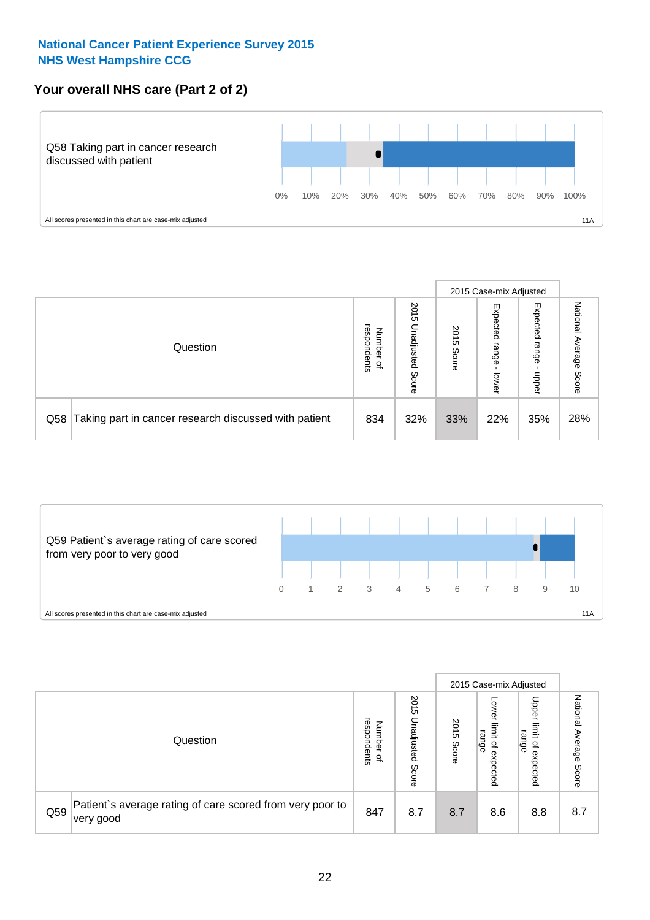**National Cancer Patient Experience Survey 2015**
**NHS West Hampshire CCG**

## Your overall NHS care (Part 2 of 2)

Q58 Taking part in cancer research discussed with patient

0% 10% 20% 30% 40% 50% 60% 70% 80% 90% 100%

All scores presented in this chart are case-mix adjusted

11A

| | Question | Number of respondents | 2015 Unadjusted Score | 2015 Case-mix Adjusted | | | National Average Score |
|---|---|---|---|---|---|---|---|
| | | | | 2015 Score | Expected range - lower | Expected range - upper | |
| Q58 | Taking part in cancer research discussed with patient | 834 | 32% | 33% | 22% | 35% | 28% |

Q59 Patient`s average rating of care scored from very poor to very good

0 1 2 3 4 5 6 7 8 9 10

All scores presented in this chart are case-mix adjusted

11A

| | Question | Number of respondents | 2015 Unadjusted Score | 2015 Case-mix Adjusted | | | National Average Score |
|---|---|---|---|---|---|---|---|
| | | | | 2015 Score | Lower limit of expected range | Upper limit of expected range | |
| Q59 | Patient`s average rating of care scored from very poor to very good | 847 | 8.7 | 8.7 | 8.6 | 8.8 | 8.7 |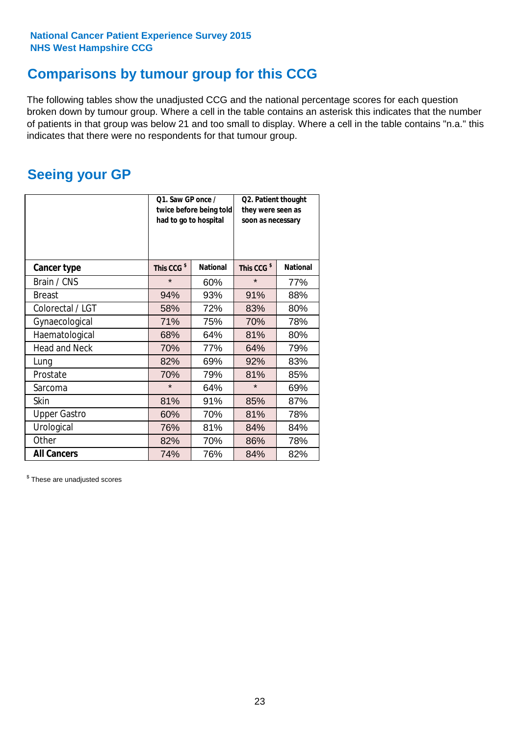**National Cancer Patient Experience Survey 2015**
**NHS West Hampshire CCG**

## Comparisons by tumour group for this CCG

The following tables show the unadjusted CCG and the national percentage scores for each question broken down by tumour group. Where a cell in the table contains an asterisk this indicates that the number of patients in that group was below 21 and too small to display. Where a cell in the table contains "n.a." this indicates that there were no respondents for that tumour group.

## Seeing your GP

| | Q1. Saw GP once / twice before being told had to go to hospital | | Q2. Patient thought they were seen as soon as necessary | |
|---|---|---|---|---|
| **Cancer type** | **This CCG $** | **National** | **This CCG $** | **National** |
| Brain / CNS | * | 60% | * | 77% |
| Breast | 94% | 93% | 91% | 88% |
| Colorectal / LGT | 58% | 72% | 83% | 80% |
| Gynaecological | 71% | 75% | 70% | 78% |
| Haematological | 68% | 64% | 81% | 80% |
| Head and Neck | 70% | 77% | 64% | 79% |
| Lung | 82% | 69% | 92% | 83% |
| Prostate | 70% | 79% | 81% | 85% |
| Sarcoma | * | 64% | * | 69% |
| Skin | 81% | 91% | 85% | 87% |
| Upper Gastro | 60% | 70% | 81% | 78% |
| Urological | 76% | 81% | 84% | 84% |
| Other | 82% | 70% | 86% | 78% |
| **All Cancers** | 74% | 76% | 84% | 82% |

$ These are unadjusted scores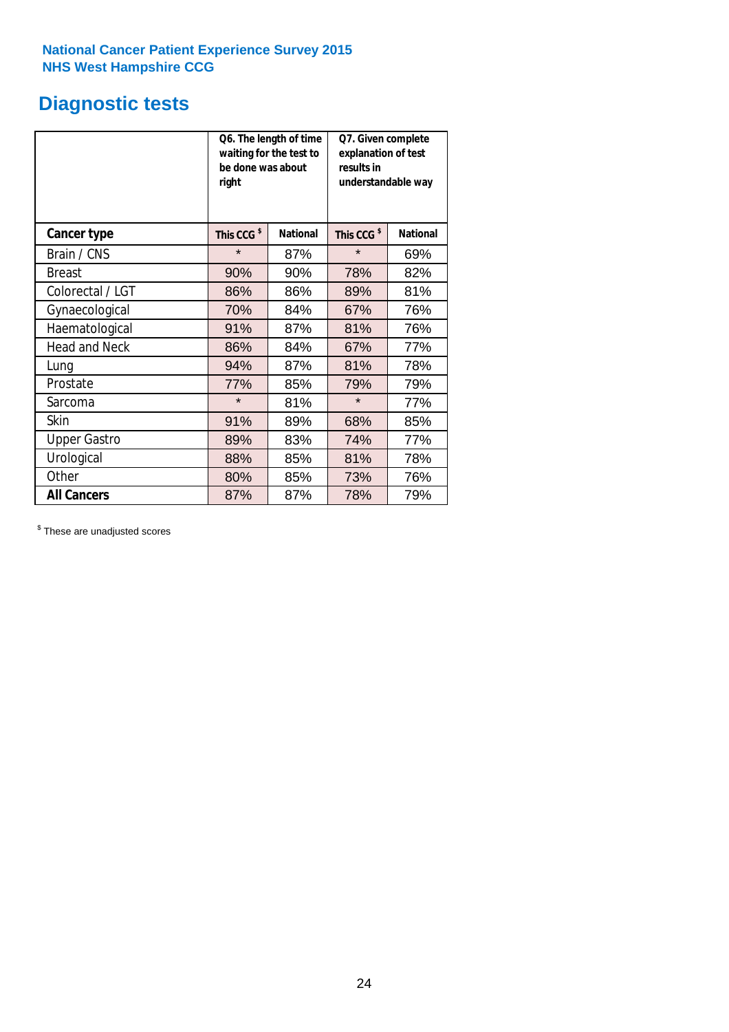National Cancer Patient Experience Survey 2015
NHS West Hampshire CCG

# Diagnostic tests

| | Q6. The length of time waiting for the test to be done was about right | | Q7. Given complete explanation of test results in understandable way | |
|---|---|---|---|---|
| **Cancer type** | **This CCG $** | **National** | **This CCG $** | **National** |
| Brain / CNS | * | 87% | * | 69% |
| Breast | 90% | 90% | 78% | 82% |
| Colorectal / LGT | 86% | 86% | 89% | 81% |
| Gynaecological | 70% | 84% | 67% | 76% |
| Haematological | 91% | 87% | 81% | 76% |
| Head and Neck | 86% | 84% | 67% | 77% |
| Lung | 94% | 87% | 81% | 78% |
| Prostate | 77% | 85% | 79% | 79% |
| Sarcoma | * | 81% | * | 77% |
| Skin | 91% | 89% | 68% | 85% |
| Upper Gastro | 89% | 83% | 74% | 77% |
| Urological | 88% | 85% | 81% | 78% |
| Other | 80% | 85% | 73% | 76% |
| **All Cancers** | 87% | 87% | 78% | 79% |

$ These are unadjusted scores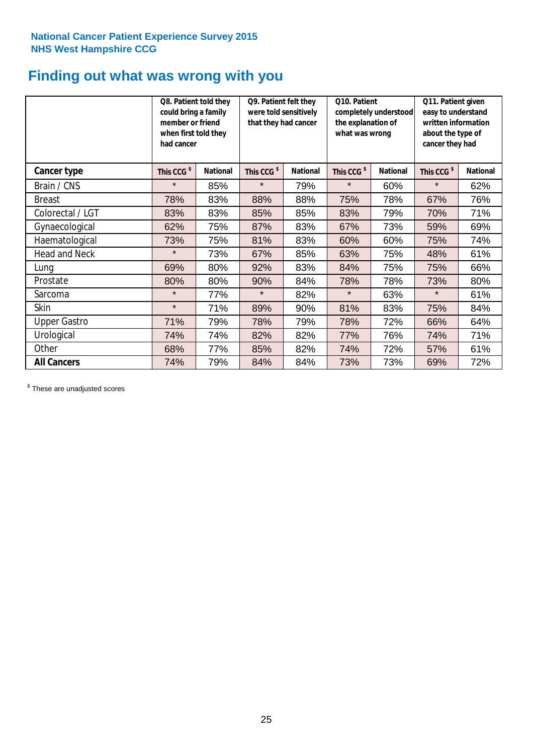National Cancer Patient Experience Survey 2015
NHS West Hampshire CCG

# Finding out what was wrong with you

| | Q8. Patient told they could bring a family member or friend when first told they had cancer | | Q9. Patient felt they were told sensitively that they had cancer | | Q10. Patient completely understood the explanation of what was wrong | | Q11. Patient given easy to understand written information about the type of cancer they had | |
|---|---|---|---|---|---|---|---|---|
| **Cancer type** | This CCG $ | National | This CCG $ | National | This CCG $ | National | This CCG $ | National |
| Brain / CNS | * | 85% | * | 79% | * | 60% | * | 62% |
| Breast | 78% | 83% | 88% | 88% | 75% | 78% | 67% | 76% |
| Colorectal / LGT | 83% | 83% | 85% | 85% | 83% | 79% | 70% | 71% |
| Gynaecological | 62% | 75% | 87% | 83% | 67% | 73% | 59% | 69% |
| Haematological | 73% | 75% | 81% | 83% | 60% | 60% | 75% | 74% |
| Head and Neck | * | 73% | 67% | 85% | 63% | 75% | 48% | 61% |
| Lung | 69% | 80% | 92% | 83% | 84% | 75% | 75% | 66% |
| Prostate | 80% | 80% | 90% | 84% | 78% | 78% | 73% | 80% |
| Sarcoma | * | 77% | * | 82% | * | 63% | * | 61% |
| Skin | * | 71% | 89% | 90% | 81% | 83% | 75% | 84% |
| Upper Gastro | 71% | 79% | 78% | 79% | 78% | 72% | 66% | 64% |
| Urological | 74% | 74% | 82% | 82% | 77% | 76% | 74% | 71% |
| Other | 68% | 77% | 85% | 82% | 74% | 72% | 57% | 61% |
| **All Cancers** | 74% | 79% | 84% | 84% | 73% | 73% | 69% | 72% |

$ These are unadjusted scores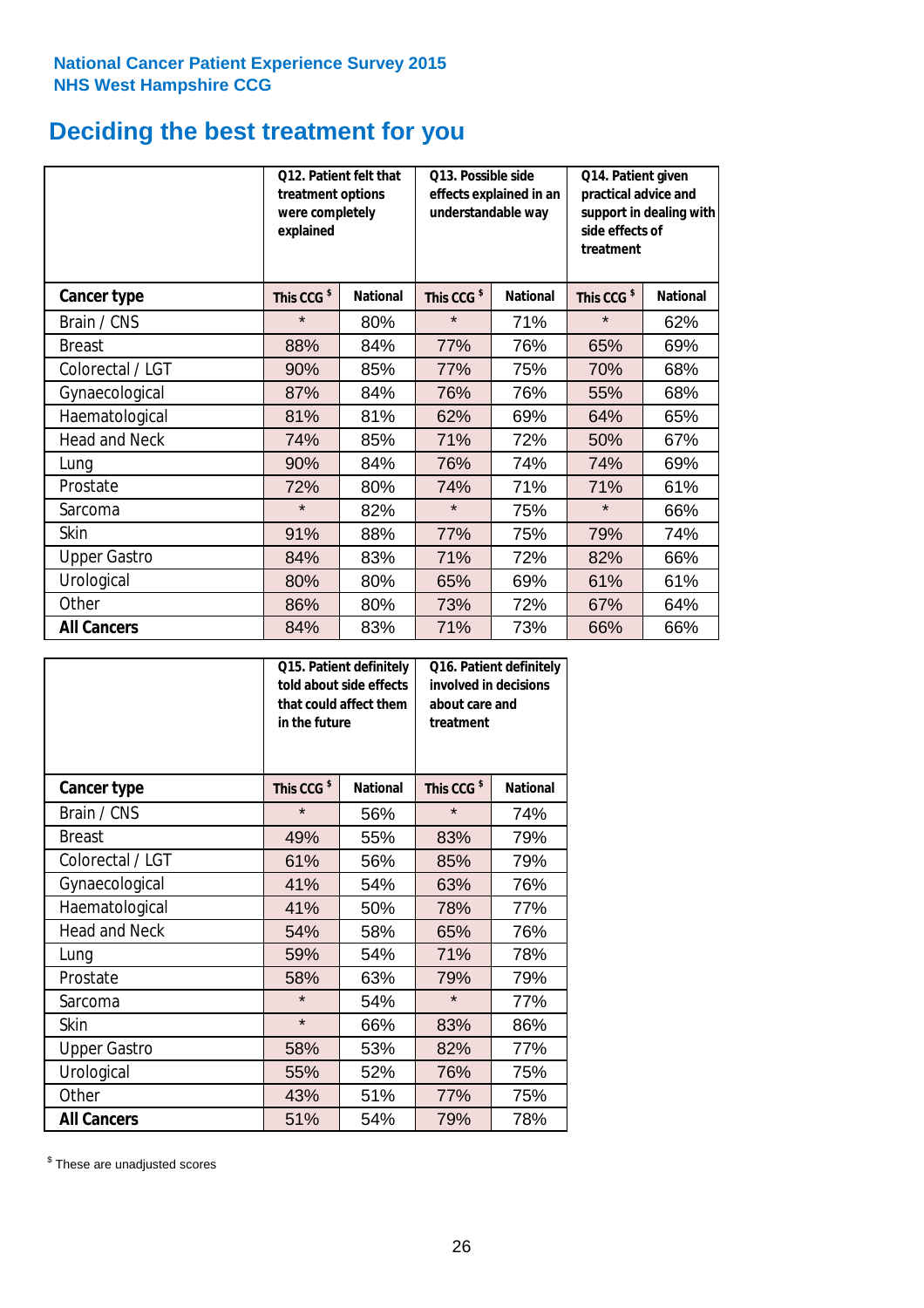National Cancer Patient Experience Survey 2015
NHS West Hampshire CCG

# Deciding the best treatment for you

| | Q12. Patient felt that treatment options were completely explained | | Q13. Possible side effects explained in an understandable way | | Q14. Patient given practical advice and support in dealing with side effects of treatment | |
|---|---|---|---|---|---|---|
| **Cancer type** | This CCG $ | National | This CCG $ | National | This CCG $ | National |
| Brain / CNS | * | 80% | * | 71% | * | 62% |
| Breast | 88% | 84% | 77% | 76% | 65% | 69% |
| Colorectal / LGT | 90% | 85% | 77% | 75% | 70% | 68% |
| Gynaecological | 87% | 84% | 76% | 76% | 55% | 68% |
| Haematological | 81% | 81% | 62% | 69% | 64% | 65% |
| Head and Neck | 74% | 85% | 71% | 72% | 50% | 67% |
| Lung | 90% | 84% | 76% | 74% | 74% | 69% |
| Prostate | 72% | 80% | 74% | 71% | 71% | 61% |
| Sarcoma | * | 82% | * | 75% | * | 66% |
| Skin | 91% | 88% | 77% | 75% | 79% | 74% |
| Upper Gastro | 84% | 83% | 71% | 72% | 82% | 66% |
| Urological | 80% | 80% | 65% | 69% | 61% | 61% |
| Other | 86% | 80% | 73% | 72% | 67% | 64% |
| **All Cancers** | 84% | 83% | 71% | 73% | 66% | 66% |

| | Q15. Patient definitely told about side effects that could affect them in the future | | Q16. Patient definitely involved in decisions about care and treatment | |
|---|---|---|---|---|
| **Cancer type** | This CCG $ | National | This CCG $ | National |
| Brain / CNS | * | 56% | * | 74% |
| Breast | 49% | 55% | 83% | 79% |
| Colorectal / LGT | 61% | 56% | 85% | 79% |
| Gynaecological | 41% | 54% | 63% | 76% |
| Haematological | 41% | 50% | 78% | 77% |
| Head and Neck | 54% | 58% | 65% | 76% |
| Lung | 59% | 54% | 71% | 78% |
| Prostate | 58% | 63% | 79% | 79% |
| Sarcoma | * | 54% | * | 77% |
| Skin | * | 66% | 83% | 86% |
| Upper Gastro | 58% | 53% | 82% | 77% |
| Urological | 55% | 52% | 76% | 75% |
| Other | 43% | 51% | 77% | 75% |
| **All Cancers** | 51% | 54% | 79% | 78% |

$ These are unadjusted scores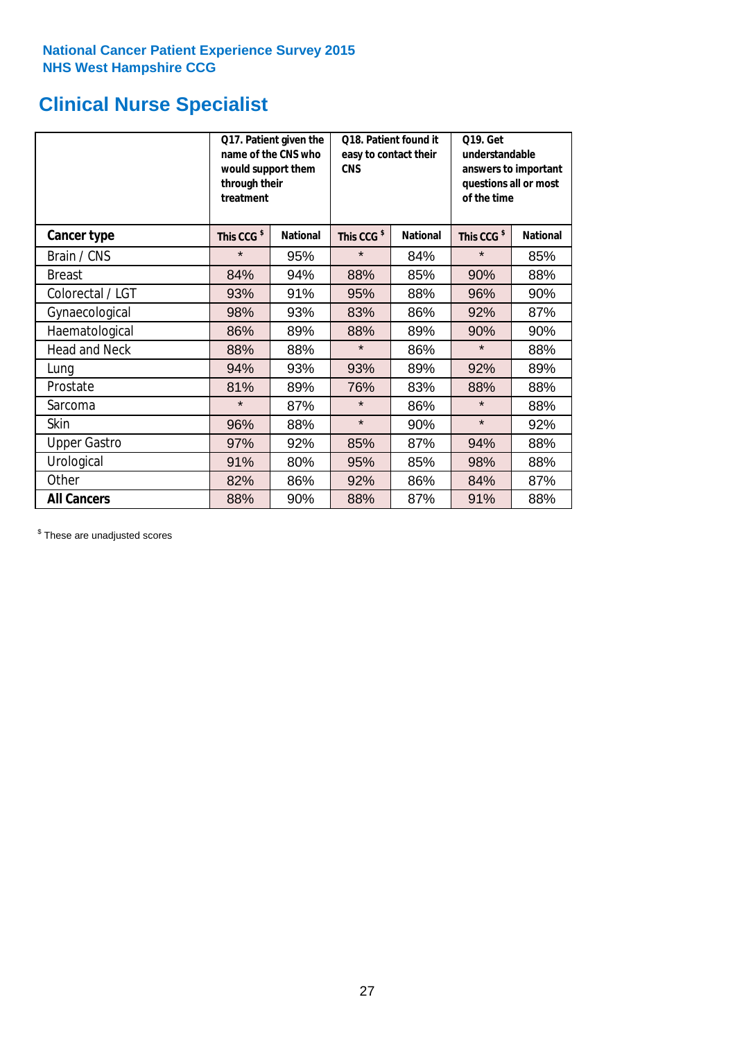National Cancer Patient Experience Survey 2015
NHS West Hampshire CCG

# Clinical Nurse Specialist

| | Q17. Patient given the name of the CNS who would support them through their treatment | | Q18. Patient found it easy to contact their CNS | | Q19. Get understandable answers to important questions all or most of the time | |
|---|---|---|---|---|---|---|
| **Cancer type** | **This CCG $** | **National** | **This CCG $** | **National** | **This CCG $** | **National** |
| Brain / CNS | * | 95% | * | 84% | * | 85% |
| Breast | 84% | 94% | 88% | 85% | 90% | 88% |
| Colorectal / LGT | 93% | 91% | 95% | 88% | 96% | 90% |
| Gynaecological | 98% | 93% | 83% | 86% | 92% | 87% |
| Haematological | 86% | 89% | 88% | 89% | 90% | 90% |
| Head and Neck | 88% | 88% | * | 86% | * | 88% |
| Lung | 94% | 93% | 93% | 89% | 92% | 89% |
| Prostate | 81% | 89% | 76% | 83% | 88% | 88% |
| Sarcoma | * | 87% | * | 86% | * | 88% |
| Skin | 96% | 88% | * | 90% | * | 92% |
| Upper Gastro | 97% | 92% | 85% | 87% | 94% | 88% |
| Urological | 91% | 80% | 95% | 85% | 98% | 88% |
| Other | 82% | 86% | 92% | 86% | 84% | 87% |
| **All Cancers** | 88% | 90% | 88% | 87% | 91% | 88% |

$ These are unadjusted scores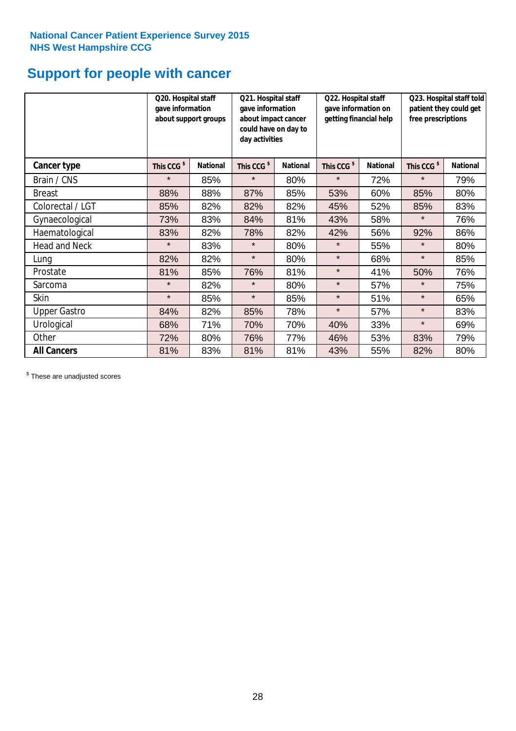National Cancer Patient Experience Survey 2015
NHS West Hampshire CCG

# Support for people with cancer

| | Q20. Hospital staff gave information about support groups | | Q21. Hospital staff gave information about impact cancer could have on day to day activities | | Q22. Hospital staff gave information on getting financial help | | Q23. Hospital staff told patient they could get free prescriptions | |
|---|---|---|---|---|---|---|---|---|
| **Cancer type** | **This CCG $** | **National** | **This CCG $** | **National** | **This CCG $** | **National** | **This CCG $** | **National** |
| Brain / CNS | * | 85% | * | 80% | * | 72% | * | 79% |
| Breast | 88% | 88% | 87% | 85% | 53% | 60% | 85% | 80% |
| Colorectal / LGT | 85% | 82% | 82% | 82% | 45% | 52% | 85% | 83% |
| Gynaecological | 73% | 83% | 84% | 81% | 43% | 58% | * | 76% |
| Haematological | 83% | 82% | 78% | 82% | 42% | 56% | 92% | 86% |
| Head and Neck | * | 83% | * | 80% | * | 55% | * | 80% |
| Lung | 82% | 82% | * | 80% | * | 68% | * | 85% |
| Prostate | 81% | 85% | 76% | 81% | * | 41% | 50% | 76% |
| Sarcoma | * | 82% | * | 80% | * | 57% | * | 75% |
| Skin | * | 85% | * | 85% | * | 51% | * | 65% |
| Upper Gastro | 84% | 82% | 85% | 78% | * | 57% | * | 83% |
| Urological | 68% | 71% | 70% | 70% | 40% | 33% | * | 69% |
| Other | 72% | 80% | 76% | 77% | 46% | 53% | 83% | 79% |
| **All Cancers** | 81% | 83% | 81% | 81% | 43% | 55% | 82% | 80% |

$ These are unadjusted scores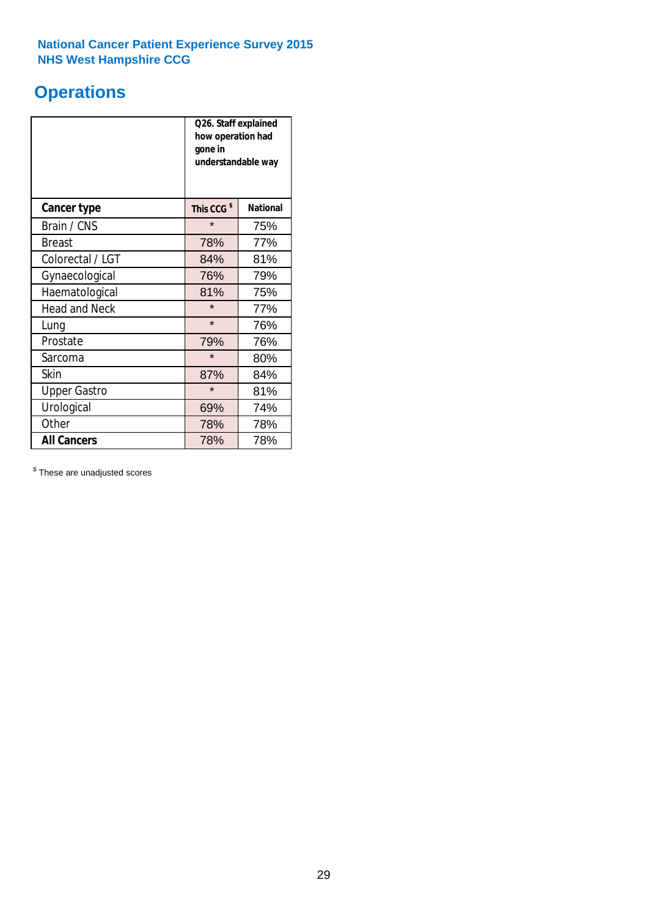National Cancer Patient Experience Survey 2015
NHS West Hampshire CCG

# Operations

| | Q26. Staff explained how operation had gone in understandable way | |
|---|---|---|
| **Cancer type** | **This CCG $** | **National** |
| Brain / CNS | * | 75% |
| Breast | 78% | 77% |
| Colorectal / LGT | 84% | 81% |
| Gynaecological | 76% | 79% |
| Haematological | 81% | 75% |
| Head and Neck | * | 77% |
| Lung | * | 76% |
| Prostate | 79% | 76% |
| Sarcoma | * | 80% |
| Skin | 87% | 84% |
| Upper Gastro | * | 81% |
| Urological | 69% | 74% |
| Other | 78% | 78% |
| **All Cancers** | 78% | 78% |

$ These are unadjusted scores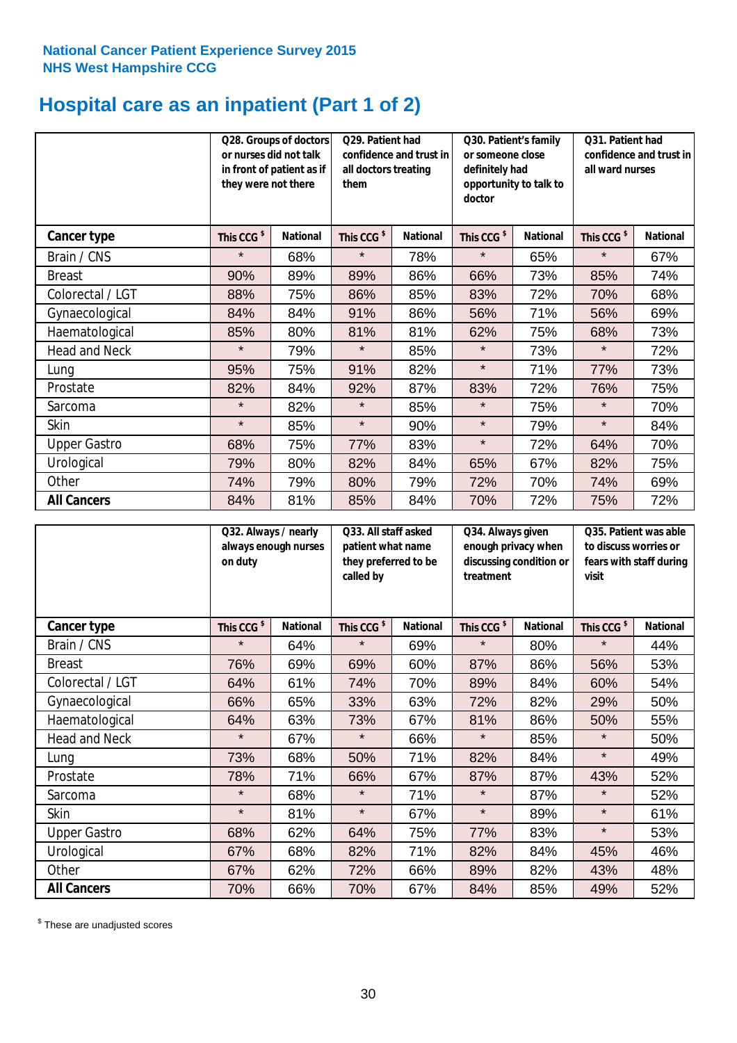**National Cancer Patient Experience Survey 2015**
**NHS West Hampshire CCG**

# Hospital care as an inpatient (Part 1 of 2)

| | Q28. Groups of doctors or nurses did not talk in front of patient as if they were not there | | Q29. Patient had confidence and trust in all doctors treating them | | Q30. Patient's family or someone close definitely had opportunity to talk to doctor | | Q31. Patient had confidence and trust in all ward nurses | |
|---|---|---|---|---|---|---|---|---|
| **Cancer type** | This CCG $ | National | This CCG $ | National | This CCG $ | National | This CCG $ | National |
| Brain / CNS | * | 68% | * | 78% | * | 65% | * | 67% |
| Breast | 90% | 89% | 89% | 86% | 66% | 73% | 85% | 74% |
| Colorectal / LGT | 88% | 75% | 86% | 85% | 83% | 72% | 70% | 68% |
| Gynaecological | 84% | 84% | 91% | 86% | 56% | 71% | 56% | 69% |
| Haematological | 85% | 80% | 81% | 81% | 62% | 75% | 68% | 73% |
| Head and Neck | * | 79% | * | 85% | * | 73% | * | 72% |
| Lung | 95% | 75% | 91% | 82% | * | 71% | 77% | 73% |
| Prostate | 82% | 84% | 92% | 87% | 83% | 72% | 76% | 75% |
| Sarcoma | * | 82% | * | 85% | * | 75% | * | 70% |
| Skin | * | 85% | * | 90% | * | 79% | * | 84% |
| Upper Gastro | 68% | 75% | 77% | 83% | * | 72% | 64% | 70% |
| Urological | 79% | 80% | 82% | 84% | 65% | 67% | 82% | 75% |
| Other | 74% | 79% | 80% | 79% | 72% | 70% | 74% | 69% |
| **All Cancers** | 84% | 81% | 85% | 84% | 70% | 72% | 75% | 72% |

| | Q32. Always / nearly always enough nurses on duty | | Q33. All staff asked patient what name they preferred to be called by | | Q34. Always given enough privacy when discussing condition or treatment | | Q35. Patient was able to discuss worries or fears with staff during visit | |
|---|---|---|---|---|---|---|---|---|
| **Cancer type** | This CCG $ | National | This CCG $ | National | This CCG $ | National | This CCG $ | National |
| Brain / CNS | * | 64% | * | 69% | * | 80% | * | 44% |
| Breast | 76% | 69% | 69% | 60% | 87% | 86% | 56% | 53% |
| Colorectal / LGT | 64% | 61% | 74% | 70% | 89% | 84% | 60% | 54% |
| Gynaecological | 66% | 65% | 33% | 63% | 72% | 82% | 29% | 50% |
| Haematological | 64% | 63% | 73% | 67% | 81% | 86% | 50% | 55% |
| Head and Neck | * | 67% | * | 66% | * | 85% | * | 50% |
| Lung | 73% | 68% | 50% | 71% | 82% | 84% | * | 49% |
| Prostate | 78% | 71% | 66% | 67% | 87% | 87% | 43% | 52% |
| Sarcoma | * | 68% | * | 71% | * | 87% | * | 52% |
| Skin | * | 81% | * | 67% | * | 89% | * | 61% |
| Upper Gastro | 68% | 62% | 64% | 75% | 77% | 83% | * | 53% |
| Urological | 67% | 68% | 82% | 71% | 82% | 84% | 45% | 46% |
| Other | 67% | 62% | 72% | 66% | 89% | 82% | 43% | 48% |
| **All Cancers** | 70% | 66% | 70% | 67% | 84% | 85% | 49% | 52% |

$ These are unadjusted scores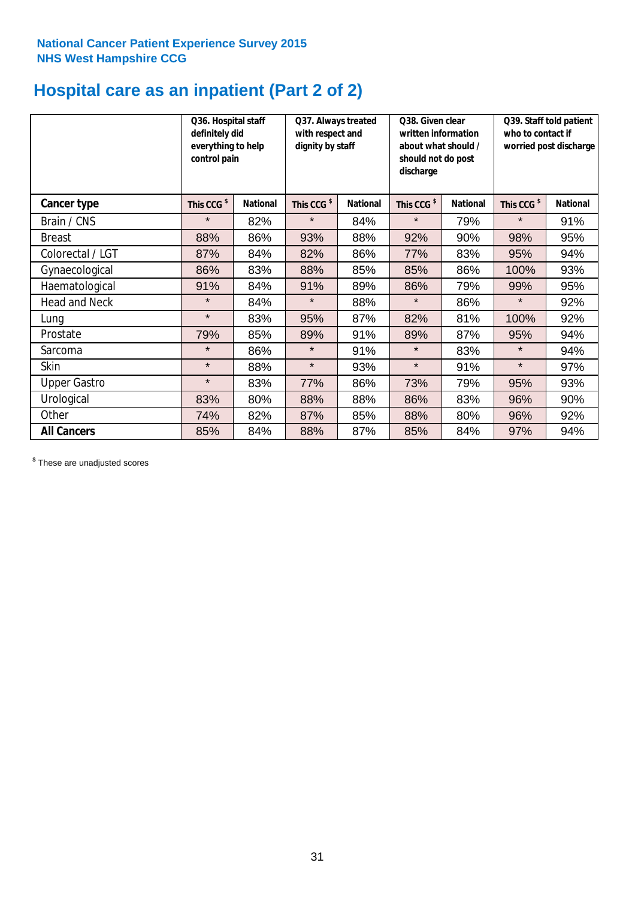National Cancer Patient Experience Survey 2015
NHS West Hampshire CCG

# Hospital care as an inpatient (Part 2 of 2)

| | Q36. Hospital staff definitely did everything to help control pain | | Q37. Always treated with respect and dignity by staff | | Q38. Given clear written information about what should / should not do post discharge | | Q39. Staff told patient who to contact if worried post discharge | |
|---|---|---|---|---|---|---|---|---|
| **Cancer type** | This CCG $ | National | This CCG $ | National | This CCG $ | National | This CCG $ | National |
| Brain / CNS | * | 82% | * | 84% | * | 79% | * | 91% |
| Breast | 88% | 86% | 93% | 88% | 92% | 90% | 98% | 95% |
| Colorectal / LGT | 87% | 84% | 82% | 86% | 77% | 83% | 95% | 94% |
| Gynaecological | 86% | 83% | 88% | 85% | 85% | 86% | 100% | 93% |
| Haematological | 91% | 84% | 91% | 89% | 86% | 79% | 99% | 95% |
| Head and Neck | * | 84% | * | 88% | * | 86% | * | 92% |
| Lung | * | 83% | 95% | 87% | 82% | 81% | 100% | 92% |
| Prostate | 79% | 85% | 89% | 91% | 89% | 87% | 95% | 94% |
| Sarcoma | * | 86% | * | 91% | * | 83% | * | 94% |
| Skin | * | 88% | * | 93% | * | 91% | * | 97% |
| Upper Gastro | * | 83% | 77% | 86% | 73% | 79% | 95% | 93% |
| Urological | 83% | 80% | 88% | 88% | 86% | 83% | 96% | 90% |
| Other | 74% | 82% | 87% | 85% | 88% | 80% | 96% | 92% |
| **All Cancers** | 85% | 84% | 88% | 87% | 85% | 84% | 97% | 94% |

$ These are unadjusted scores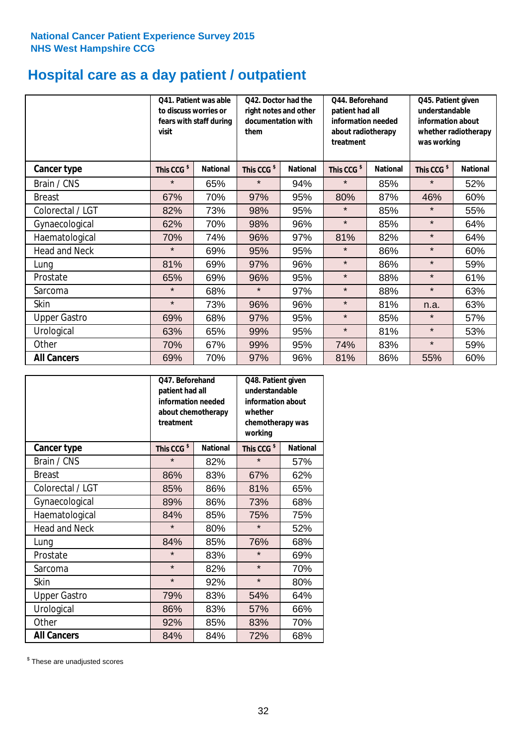**National Cancer Patient Experience Survey 2015**
**NHS West Hampshire CCG**

# Hospital care as a day patient / outpatient

| | Q41. Patient was able to discuss worries or fears with staff during visit | | Q42. Doctor had the right notes and other documentation with them | | Q44. Beforehand patient had all information needed about radiotherapy treatment | | Q45. Patient given understandable information about whether radiotherapy was working | |
|---|---|---|---|---|---|---|---|---|
| **Cancer type** | **This CCG $** | **National** | **This CCG $** | **National** | **This CCG $** | **National** | **This CCG $** | **National** |
| Brain / CNS | * | 65% | * | 94% | * | 85% | * | 52% |
| Breast | 67% | 70% | 97% | 95% | 80% | 87% | 46% | 60% |
| Colorectal / LGT | 82% | 73% | 98% | 95% | * | 85% | * | 55% |
| Gynaecological | 62% | 70% | 98% | 96% | * | 85% | * | 64% |
| Haematological | 70% | 74% | 96% | 97% | 81% | 82% | * | 64% |
| Head and Neck | * | 69% | 95% | 95% | * | 86% | * | 60% |
| Lung | 81% | 69% | 97% | 96% | * | 86% | * | 59% |
| Prostate | 65% | 69% | 96% | 95% | * | 88% | * | 61% |
| Sarcoma | * | 68% | * | 97% | * | 88% | * | 63% |
| Skin | * | 73% | 96% | 96% | * | 81% | n.a. | 63% |
| Upper Gastro | 69% | 68% | 97% | 95% | * | 85% | * | 57% |
| Urological | 63% | 65% | 99% | 95% | * | 81% | * | 53% |
| Other | 70% | 67% | 99% | 95% | 74% | 83% | * | 59% |
| **All Cancers** | 69% | 70% | 97% | 96% | 81% | 86% | 55% | 60% |

| | Q47. Beforehand patient had all information needed about chemotherapy treatment | | Q48. Patient given understandable information about whether chemotherapy was working | |
|---|---|---|---|---|
| **Cancer type** | **This CCG $** | **National** | **This CCG $** | **National** |
| Brain / CNS | * | 82% | * | 57% |
| Breast | 86% | 83% | 67% | 62% |
| Colorectal / LGT | 85% | 86% | 81% | 65% |
| Gynaecological | 89% | 86% | 73% | 68% |
| Haematological | 84% | 85% | 75% | 75% |
| Head and Neck | * | 80% | * | 52% |
| Lung | 84% | 85% | 76% | 68% |
| Prostate | * | 83% | * | 69% |
| Sarcoma | * | 82% | * | 70% |
| Skin | * | 92% | * | 80% |
| Upper Gastro | 79% | 83% | 54% | 64% |
| Urological | 86% | 83% | 57% | 66% |
| Other | 92% | 85% | 83% | 70% |
| **All Cancers** | 84% | 84% | 72% | 68% |

$ These are unadjusted scores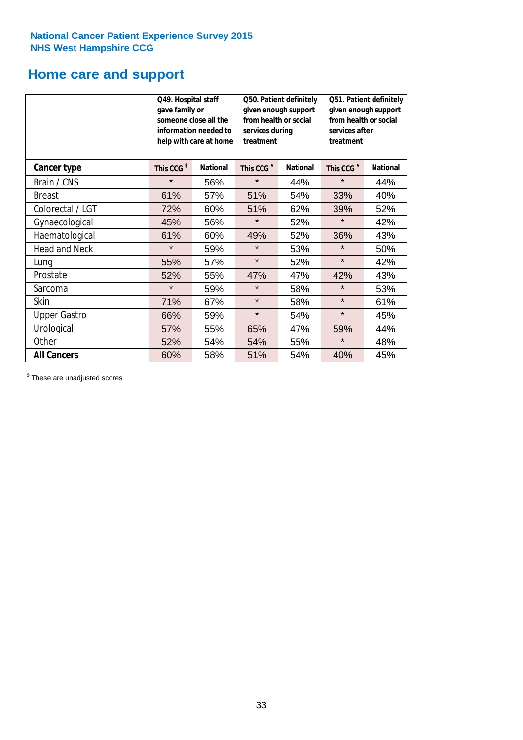**National Cancer Patient Experience Survey 2015**
**NHS West Hampshire CCG**

# Home care and support

| | Q49. Hospital staff gave family or someone close all the information needed to help with care at home | | Q50. Patient definitely given enough support from health or social services during treatment | | Q51. Patient definitely given enough support from health or social services after treatment | |
|---|---|---|---|---|---|---|
| **Cancer type** | **This CCG $** | **National** | **This CCG $** | **National** | **This CCG $** | **National** |
| Brain / CNS | * | 56% | * | 44% | * | 44% |
| Breast | 61% | 57% | 51% | 54% | 33% | 40% |
| Colorectal / LGT | 72% | 60% | 51% | 62% | 39% | 52% |
| Gynaecological | 45% | 56% | * | 52% | * | 42% |
| Haematological | 61% | 60% | 49% | 52% | 36% | 43% |
| Head and Neck | * | 59% | * | 53% | * | 50% |
| Lung | 55% | 57% | * | 52% | * | 42% |
| Prostate | 52% | 55% | 47% | 47% | 42% | 43% |
| Sarcoma | * | 59% | * | 58% | * | 53% |
| Skin | 71% | 67% | * | 58% | * | 61% |
| Upper Gastro | 66% | 59% | * | 54% | * | 45% |
| Urological | 57% | 55% | 65% | 47% | 59% | 44% |
| Other | 52% | 54% | 54% | 55% | * | 48% |
| **All Cancers** | 60% | 58% | 51% | 54% | 40% | 45% |

$ These are unadjusted scores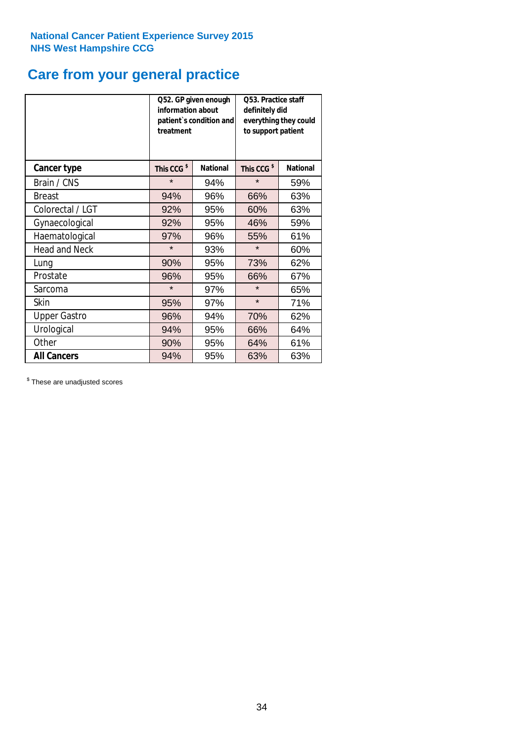**National Cancer Patient Experience Survey 2015**
**NHS West Hampshire CCG**

# Care from your general practice

| | Q52. GP given enough information about patient`s condition and treatment | | Q53. Practice staff definitely did everything they could to support patient | |
|---|---|---|---|---|
| **Cancer type** | **This CCG $** | **National** | **This CCG $** | **National** |
| Brain / CNS | * | 94% | * | 59% |
| Breast | 94% | 96% | 66% | 63% |
| Colorectal / LGT | 92% | 95% | 60% | 63% |
| Gynaecological | 92% | 95% | 46% | 59% |
| Haematological | 97% | 96% | 55% | 61% |
| Head and Neck | * | 93% | * | 60% |
| Lung | 90% | 95% | 73% | 62% |
| Prostate | 96% | 95% | 66% | 67% |
| Sarcoma | * | 97% | * | 65% |
| Skin | 95% | 97% | * | 71% |
| Upper Gastro | 96% | 94% | 70% | 62% |
| Urological | 94% | 95% | 66% | 64% |
| Other | 90% | 95% | 64% | 61% |
| **All Cancers** | 94% | 95% | 63% | 63% |

$ These are unadjusted scores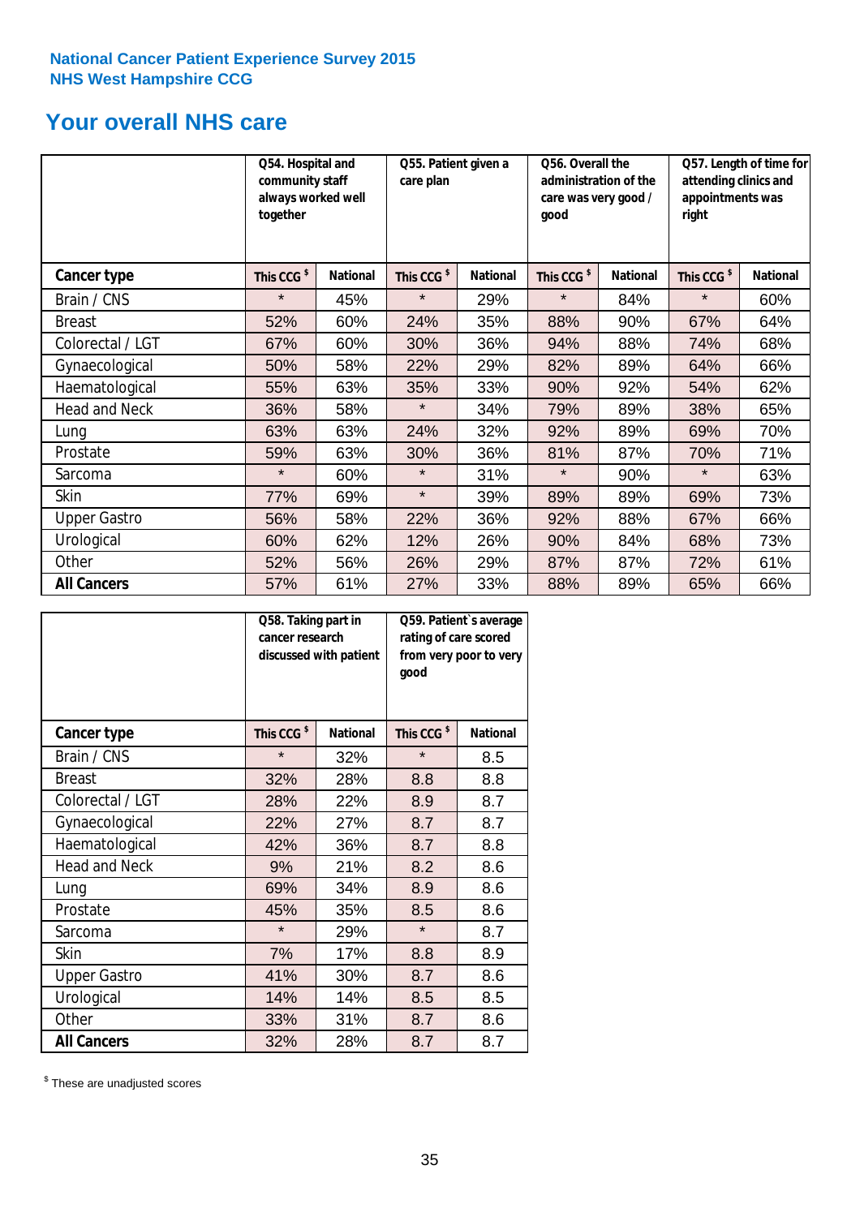National Cancer Patient Experience Survey 2015
NHS West Hampshire CCG

## Your overall NHS care

| | Q54. Hospital and community staff always worked well together | | Q55. Patient given a care plan | | Q56. Overall the administration of the care was very good / good | | Q57. Length of time for attending clinics and appointments was right | |
|---|---|---|---|---|---|---|---|---|
| **Cancer type** | **This CCG $** | **National** | **This CCG $** | **National** | **This CCG $** | **National** | **This CCG $** | **National** |
| Brain / CNS | * | 45% | * | 29% | * | 84% | * | 60% |
| Breast | 52% | 60% | 24% | 35% | 88% | 90% | 67% | 64% |
| Colorectal / LGT | 67% | 60% | 30% | 36% | 94% | 88% | 74% | 68% |
| Gynaecological | 50% | 58% | 22% | 29% | 82% | 89% | 64% | 66% |
| Haematological | 55% | 63% | 35% | 33% | 90% | 92% | 54% | 62% |
| Head and Neck | 36% | 58% | * | 34% | 79% | 89% | 38% | 65% |
| Lung | 63% | 63% | 24% | 32% | 92% | 89% | 69% | 70% |
| Prostate | 59% | 63% | 30% | 36% | 81% | 87% | 70% | 71% |
| Sarcoma | * | 60% | * | 31% | * | 90% | * | 63% |
| Skin | 77% | 69% | * | 39% | 89% | 89% | 69% | 73% |
| Upper Gastro | 56% | 58% | 22% | 36% | 92% | 88% | 67% | 66% |
| Urological | 60% | 62% | 12% | 26% | 90% | 84% | 68% | 73% |
| Other | 52% | 56% | 26% | 29% | 87% | 87% | 72% | 61% |
| **All Cancers** | 57% | 61% | 27% | 33% | 88% | 89% | 65% | 66% |

| | Q58. Taking part in cancer research discussed with patient | | Q59. Patient`s average rating of care scored from very poor to very good | |
|---|---|---|---|---|
| **Cancer type** | **This CCG $** | **National** | **This CCG $** | **National** |
| Brain / CNS | * | 32% | * | 8.5 |
| Breast | 32% | 28% | 8.8 | 8.8 |
| Colorectal / LGT | 28% | 22% | 8.9 | 8.7 |
| Gynaecological | 22% | 27% | 8.7 | 8.7 |
| Haematological | 42% | 36% | 8.7 | 8.8 |
| Head and Neck | 9% | 21% | 8.2 | 8.6 |
| Lung | 69% | 34% | 8.9 | 8.6 |
| Prostate | 45% | 35% | 8.5 | 8.6 |
| Sarcoma | * | 29% | * | 8.7 |
| Skin | 7% | 17% | 8.8 | 8.9 |
| Upper Gastro | 41% | 30% | 8.7 | 8.6 |
| Urological | 14% | 14% | 8.5 | 8.5 |
| Other | 33% | 31% | 8.7 | 8.6 |
| **All Cancers** | 32% | 28% | 8.7 | 8.7 |

$ These are unadjusted scores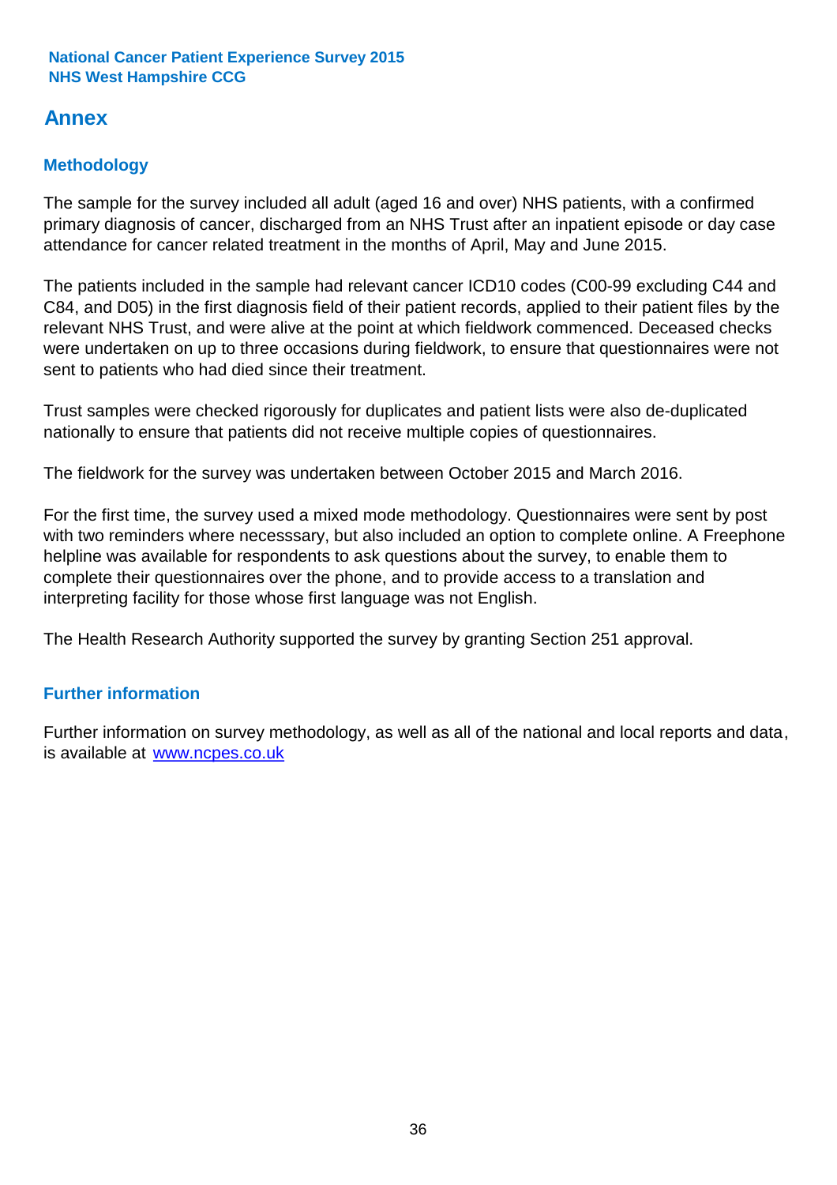## Annex

### Methodology

The sample for the survey included all adult (aged 16 and over) NHS patients, with a confirmed primary diagnosis of cancer, discharged from an NHS Trust after an inpatient episode or day case attendance for cancer related treatment in the months of April, May and June 2015.

The patients included in the sample had relevant cancer ICD10 codes (C00-99 excluding C44 and C84, and D05) in the first diagnosis field of their patient records, applied to their patient files by the relevant NHS Trust, and were alive at the point at which fieldwork commenced. Deceased checks were undertaken on up to three occasions during fieldwork, to ensure that questionnaires were not sent to patients who had died since their treatment.

Trust samples were checked rigorously for duplicates and patient lists were also de-duplicated nationally to ensure that patients did not receive multiple copies of questionnaires.

The fieldwork for the survey was undertaken between October 2015 and March 2016.

For the first time, the survey used a mixed mode methodology. Questionnaires were sent by post with two reminders where necesssary, but also included an option to complete online. A Freephone helpline was available for respondents to ask questions about the survey, to enable them to complete their questionnaires over the phone, and to provide access to a translation and interpreting facility for those whose first language was not English.

The Health Research Authority supported the survey by granting Section 251 approval.

### Further information

Further information on survey methodology, as well as all of the national and local reports and data, is available at [www.ncpes.co.uk](http://www.ncpes.co.uk)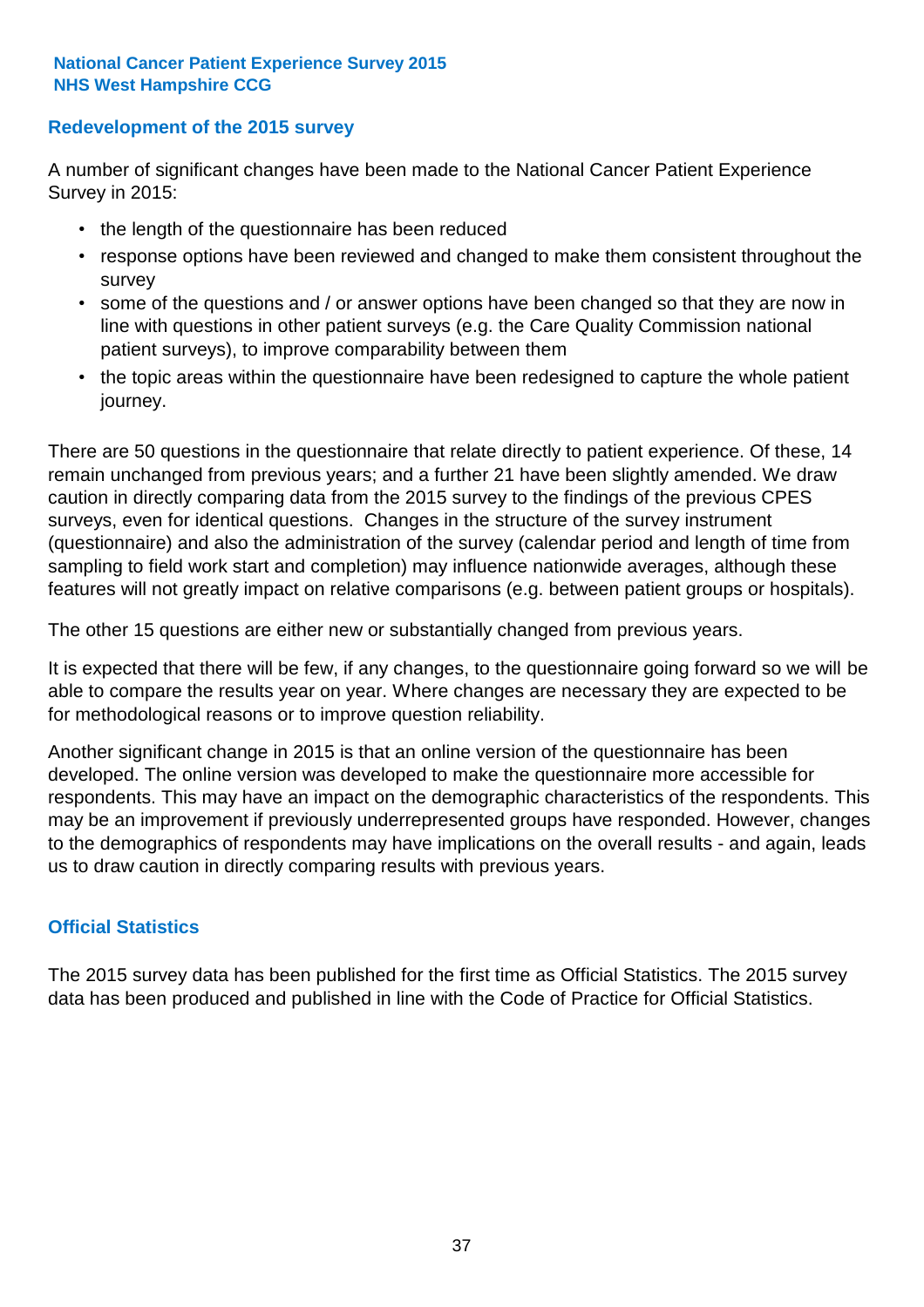## Redevelopment of the 2015 survey

A number of significant changes have been made to the National Cancer Patient Experience Survey in 2015:

- the length of the questionnaire has been reduced
- response options have been reviewed and changed to make them consistent throughout the survey
- some of the questions and / or answer options have been changed so that they are now in line with questions in other patient surveys (e.g. the Care Quality Commission national patient surveys), to improve comparability between them
- the topic areas within the questionnaire have been redesigned to capture the whole patient journey.

There are 50 questions in the questionnaire that relate directly to patient experience. Of these, 14 remain unchanged from previous years; and a further 21 have been slightly amended. We draw caution in directly comparing data from the 2015 survey to the findings of the previous CPES surveys, even for identical questions. Changes in the structure of the survey instrument (questionnaire) and also the administration of the survey (calendar period and length of time from sampling to field work start and completion) may influence nationwide averages, although these features will not greatly impact on relative comparisons (e.g. between patient groups or hospitals).

The other 15 questions are either new or substantially changed from previous years.

It is expected that there will be few, if any changes, to the questionnaire going forward so we will be able to compare the results year on year. Where changes are necessary they are expected to be for methodological reasons or to improve question reliability.

Another significant change in 2015 is that an online version of the questionnaire has been developed. The online version was developed to make the questionnaire more accessible for respondents. This may have an impact on the demographic characteristics of the respondents. This may be an improvement if previously underrepresented groups have responded. However, changes to the demographics of respondents may have implications on the overall results - and again, leads us to draw caution in directly comparing results with previous years.

## Official Statistics

The 2015 survey data has been published for the first time as Official Statistics. The 2015 survey data has been produced and published in line with the Code of Practice for Official Statistics.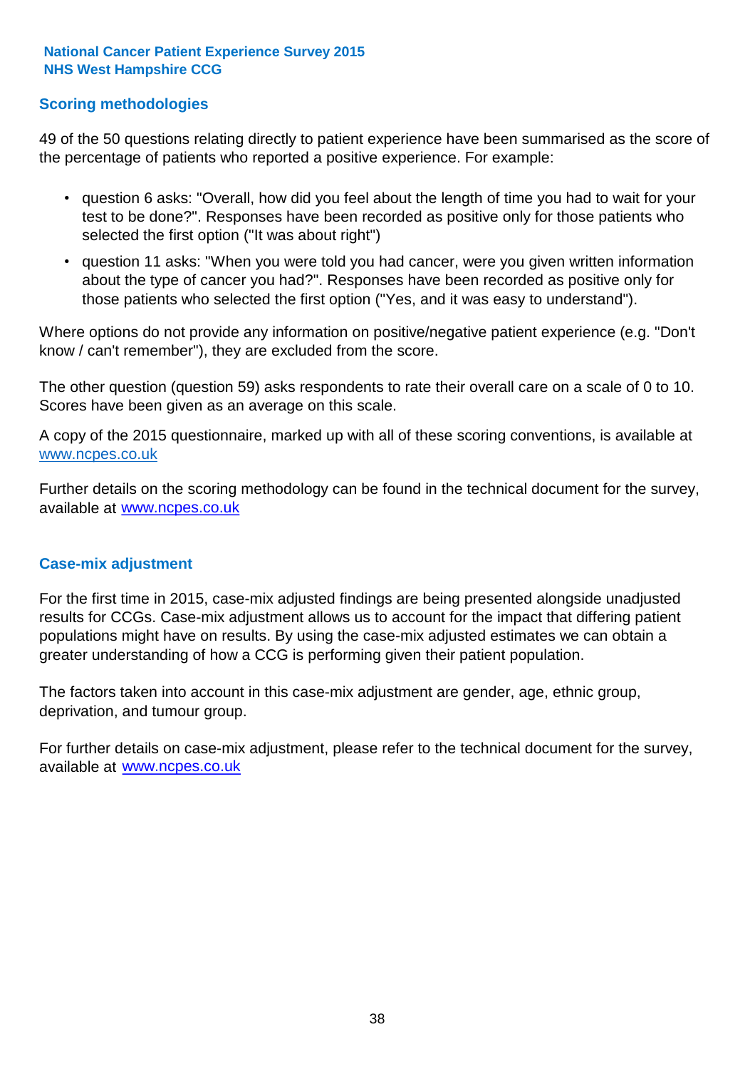## Scoring methodologies

49 of the 50 questions relating directly to patient experience have been summarised as the score of the percentage of patients who reported a positive experience. For example:

- question 6 asks: "Overall, how did you feel about the length of time you had to wait for your test to be done?". Responses have been recorded as positive only for those patients who selected the first option ("It was about right")
- question 11 asks: "When you were told you had cancer, were you given written information about the type of cancer you had?". Responses have been recorded as positive only for those patients who selected the first option ("Yes, and it was easy to understand").

Where options do not provide any information on positive/negative patient experience (e.g. "Don't know / can't remember"), they are excluded from the score.

The other question (question 59) asks respondents to rate their overall care on a scale of 0 to 10. Scores have been given as an average on this scale.

A copy of the 2015 questionnaire, marked up with all of these scoring conventions, is available at www.ncpes.co.uk

Further details on the scoring methodology can be found in the technical document for the survey, available at www.ncpes.co.uk

## Case-mix adjustment

For the first time in 2015, case-mix adjusted findings are being presented alongside unadjusted results for CCGs. Case-mix adjustment allows us to account for the impact that differing patient populations might have on results. By using the case-mix adjusted estimates we can obtain a greater understanding of how a CCG is performing given their patient population.

The factors taken into account in this case-mix adjustment are gender, age, ethnic group, deprivation, and tumour group.

For further details on case-mix adjustment, please refer to the technical document for the survey, available at www.ncpes.co.uk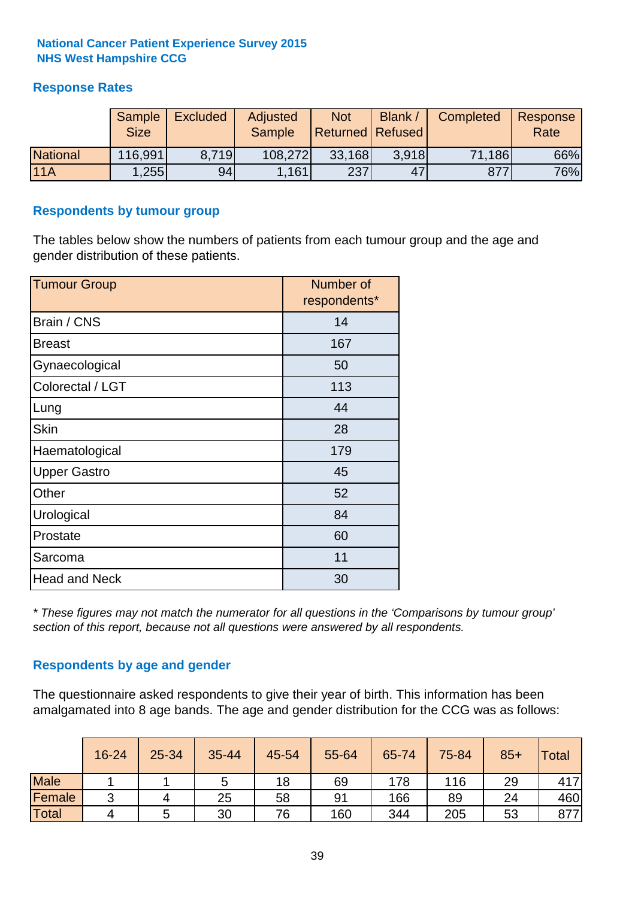**National Cancer Patient Experience Survey 2015**
**NHS West Hampshire CCG**

## Response Rates

| | Sample Size | Excluded | Adjusted Sample | Not Returned | Blank / Refused | Completed | Response Rate |
|---|---|---|---|---|---|---|---|
| National | 116,991 | 8,719 | 108,272 | 33,168 | 3,918 | 71,186 | 66% |
| 11A | 1,255 | 94 | 1,161 | 237 | 47 | 877 | 76% |

## Respondents by tumour group

The tables below show the numbers of patients from each tumour group and the age and gender distribution of these patients.

| Tumour Group | Number of respondents* |
|---|---|
| Brain / CNS | 14 |
| Breast | 167 |
| Gynaecological | 50 |
| Colorectal / LGT | 113 |
| Lung | 44 |
| Skin | 28 |
| Haematological | 179 |
| Upper Gastro | 45 |
| Other | 52 |
| Urological | 84 |
| Prostate | 60 |
| Sarcoma | 11 |
| Head and Neck | 30 |

*\* These figures may not match the numerator for all questions in the 'Comparisons by tumour group' section of this report, because not all questions were answered by all respondents.*

## Respondents by age and gender

The questionnaire asked respondents to give their year of birth. This information has been amalgamated into 8 age bands. The age and gender distribution for the CCG was as follows:

| | 16-24 | 25-34 | 35-44 | 45-54 | 55-64 | 65-74 | 75-84 | 85+ | Total |
|---|---|---|---|---|---|---|---|---|---|
| Male | 1 | 1 | 5 | 18 | 69 | 178 | 116 | 29 | 417 |
| Female | 3 | 4 | 25 | 58 | 91 | 166 | 89 | 24 | 460 |
| Total | 4 | 5 | 30 | 76 | 160 | 344 | 205 | 53 | 877 |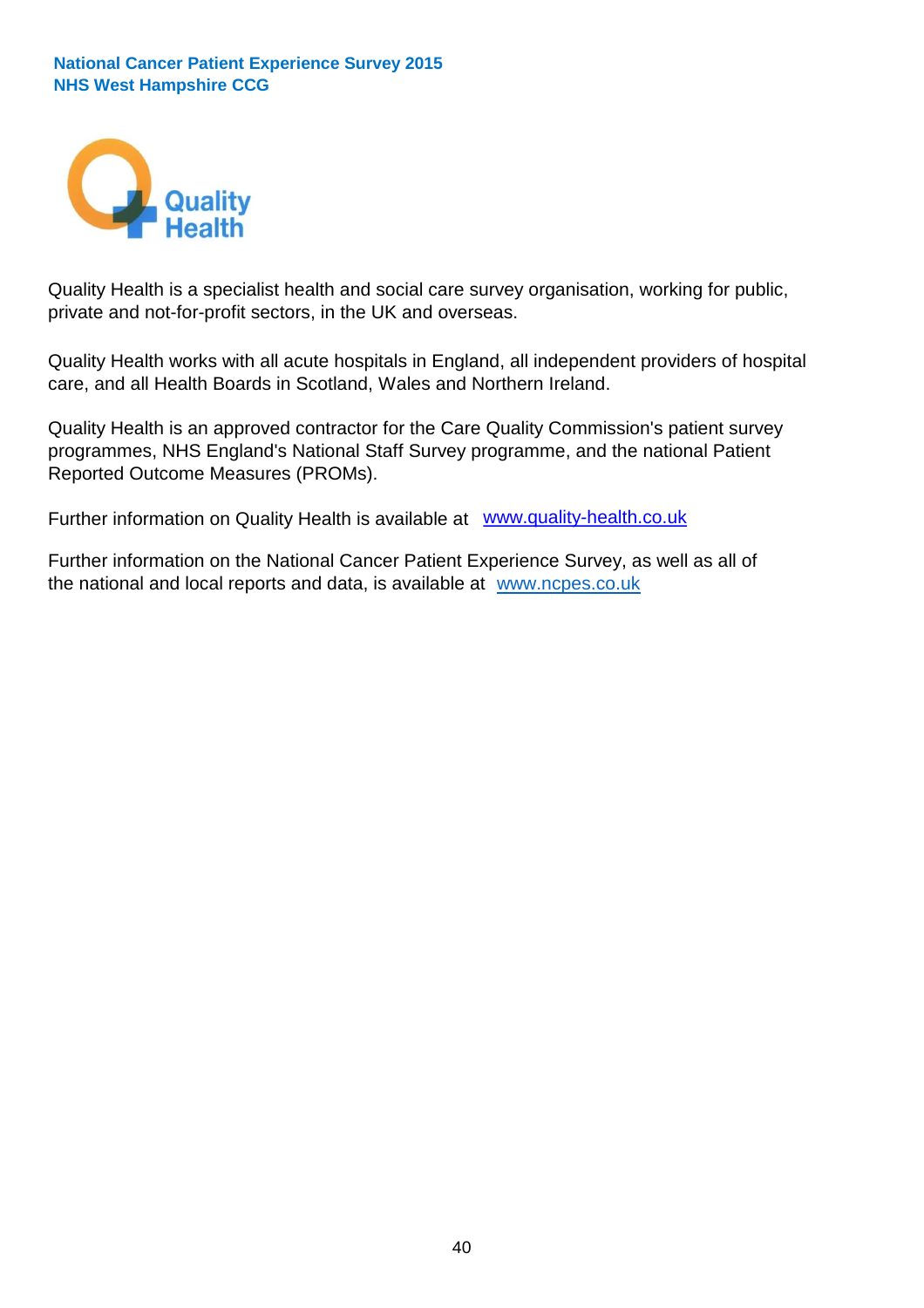**National Cancer Patient Experience Survey 2015**
**NHS West Hampshire CCG**

Quality Health

Quality Health is a specialist health and social care survey organisation, working for public, private and not-for-profit sectors, in the UK and overseas.

Quality Health works with all acute hospitals in England, all independent providers of hospital care, and all Health Boards in Scotland, Wales and Northern Ireland.

Quality Health is an approved contractor for the Care Quality Commission's patient survey programmes, NHS England's National Staff Survey programme, and the national Patient Reported Outcome Measures (PROMs).

Further information on Quality Health is available at [www.quality-health.co.uk](http://www.quality-health.co.uk)

Further information on the National Cancer Patient Experience Survey, as well as all of the national and local reports and data, is available at [www.ncpes.co.uk](http://www.ncpes.co.uk)